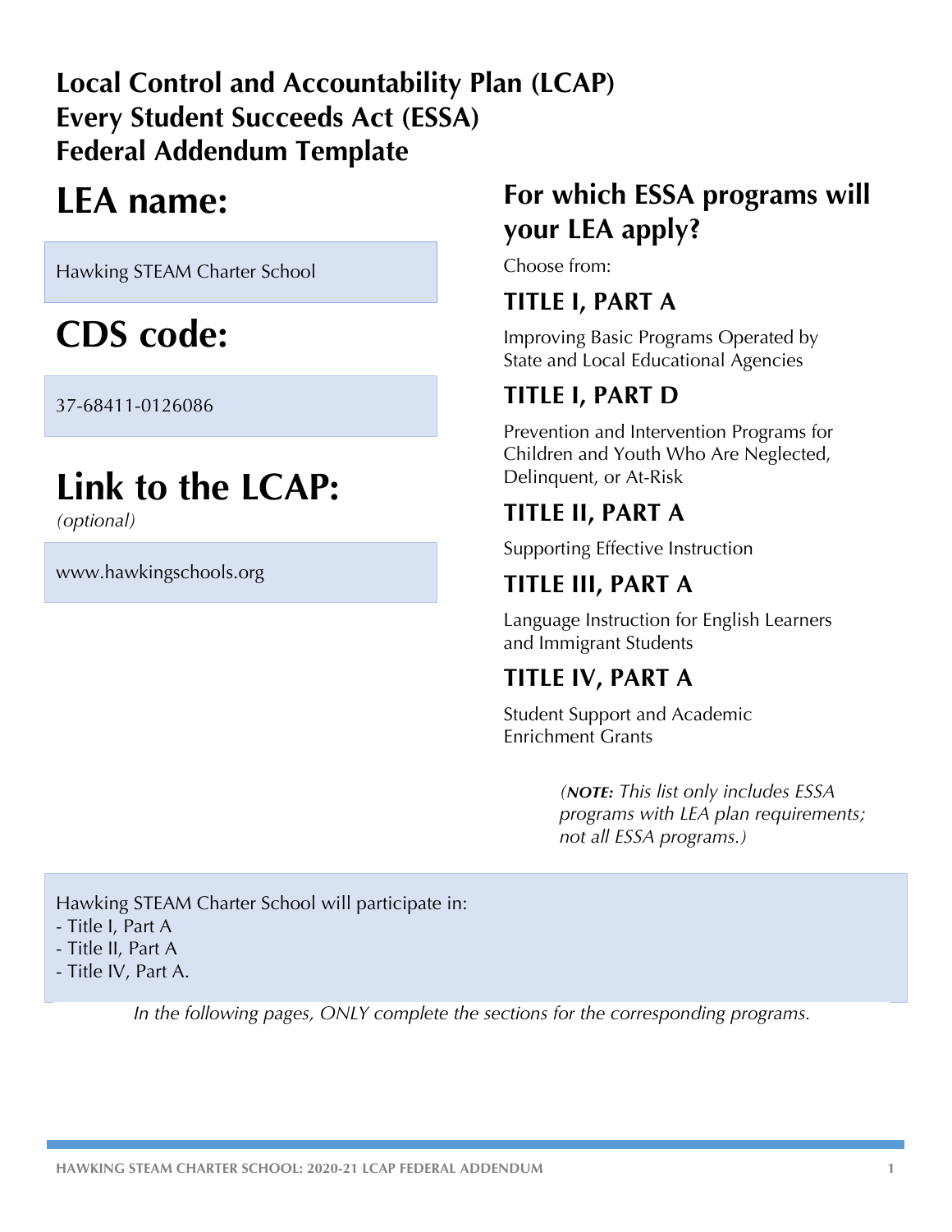**Local Control and Accountability Plan (LCAP)**
**Every Student Succeeds Act (ESSA)**
**Federal Addendum Template**

# LEA name:

Hawking STEAM Charter School

# CDS code:

37-68411-0126086

# Link to the LCAP:

*(optional)*

www.hawkingschools.org

## For which ESSA programs will your LEA apply?

Choose from:

### TITLE I, PART A

Improving Basic Programs Operated by State and Local Educational Agencies

### TITLE I, PART D

Prevention and Intervention Programs for Children and Youth Who Are Neglected, Delinquent, or At-Risk

### TITLE II, PART A

Supporting Effective Instruction

### TITLE III, PART A

Language Instruction for English Learners and Immigrant Students

### TITLE IV, PART A

Student Support and Academic Enrichment Grants

*(**NOTE:** This list only includes ESSA programs with LEA plan requirements; not all ESSA programs.)*

Hawking STEAM Charter School will participate in:
- Title I, Part A
- Title II, Part A
- Title IV, Part A.

*In the following pages, ONLY complete the sections for the corresponding programs.*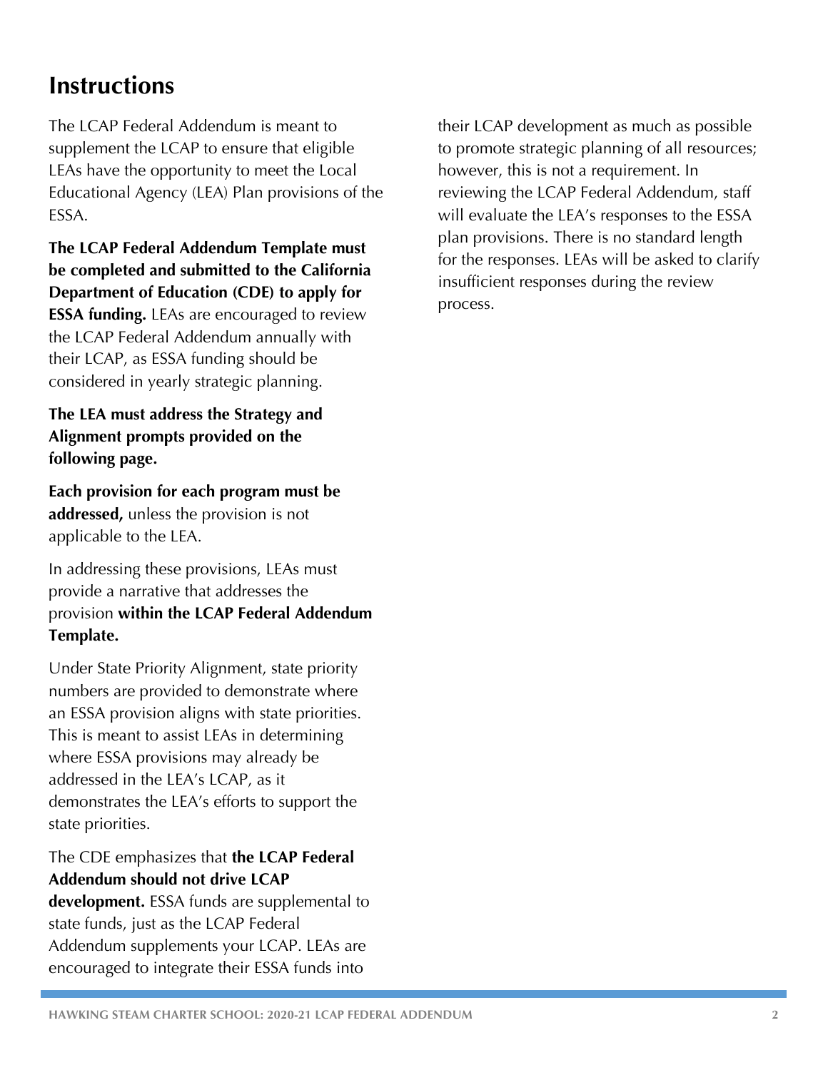## Instructions

The LCAP Federal Addendum is meant to supplement the LCAP to ensure that eligible LEAs have the opportunity to meet the Local Educational Agency (LEA) Plan provisions of the ESSA.

**The LCAP Federal Addendum Template must be completed and submitted to the California Department of Education (CDE) to apply for ESSA funding.** LEAs are encouraged to review the LCAP Federal Addendum annually with their LCAP, as ESSA funding should be considered in yearly strategic planning.

**The LEA must address the Strategy and Alignment prompts provided on the following page.**

**Each provision for each program must be addressed,** unless the provision is not applicable to the LEA.

In addressing these provisions, LEAs must provide a narrative that addresses the provision **within the LCAP Federal Addendum Template.**

Under State Priority Alignment, state priority numbers are provided to demonstrate where an ESSA provision aligns with state priorities. This is meant to assist LEAs in determining where ESSA provisions may already be addressed in the LEA's LCAP, as it demonstrates the LEA's efforts to support the state priorities.

The CDE emphasizes that **the LCAP Federal Addendum should not drive LCAP development.** ESSA funds are supplemental to state funds, just as the LCAP Federal Addendum supplements your LCAP. LEAs are encouraged to integrate their ESSA funds into their LCAP development as much as possible to promote strategic planning of all resources; however, this is not a requirement. In reviewing the LCAP Federal Addendum, staff will evaluate the LEA's responses to the ESSA plan provisions. There is no standard length for the responses. LEAs will be asked to clarify insufficient responses during the review process.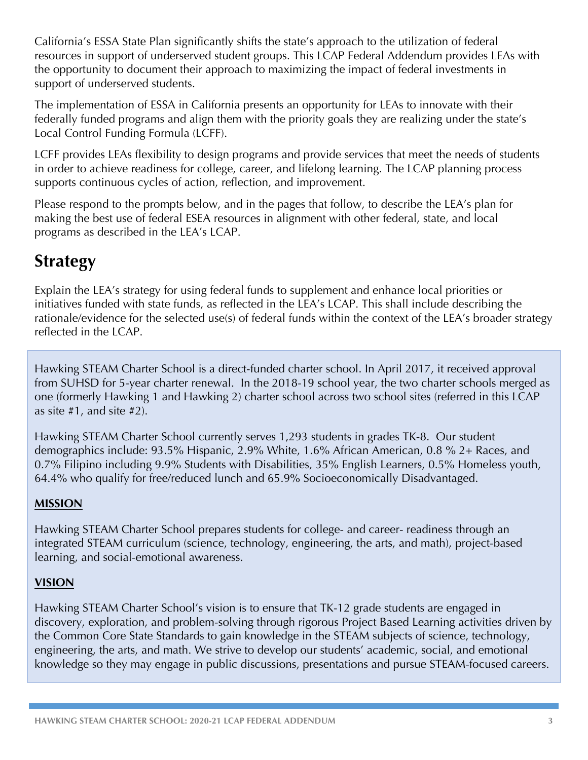California's ESSA State Plan significantly shifts the state's approach to the utilization of federal resources in support of underserved student groups. This LCAP Federal Addendum provides LEAs with the opportunity to document their approach to maximizing the impact of federal investments in support of underserved students.

The implementation of ESSA in California presents an opportunity for LEAs to innovate with their federally funded programs and align them with the priority goals they are realizing under the state's Local Control Funding Formula (LCFF).

LCFF provides LEAs flexibility to design programs and provide services that meet the needs of students in order to achieve readiness for college, career, and lifelong learning. The LCAP planning process supports continuous cycles of action, reflection, and improvement.

Please respond to the prompts below, and in the pages that follow, to describe the LEA's plan for making the best use of federal ESEA resources in alignment with other federal, state, and local programs as described in the LEA's LCAP.

# Strategy

Explain the LEA's strategy for using federal funds to supplement and enhance local priorities or initiatives funded with state funds, as reflected in the LEA's LCAP. This shall include describing the rationale/evidence for the selected use(s) of federal funds within the context of the LEA's broader strategy reflected in the LCAP.

Hawking STEAM Charter School is a direct-funded charter school. In April 2017, it received approval from SUHSD for 5-year charter renewal. In the 2018-19 school year, the two charter schools merged as one (formerly Hawking 1 and Hawking 2) charter school across two school sites (referred in this LCAP as site #1, and site #2).

Hawking STEAM Charter School currently serves 1,293 students in grades TK-8. Our student demographics include: 93.5% Hispanic, 2.9% White, 1.6% African American, 0.8 % 2+ Races, and 0.7% Filipino including 9.9% Students with Disabilities, 35% English Learners, 0.5% Homeless youth, 64.4% who qualify for free/reduced lunch and 65.9% Socioeconomically Disadvantaged.

**MISSION**

Hawking STEAM Charter School prepares students for college- and career- readiness through an integrated STEAM curriculum (science, technology, engineering, the arts, and math), project-based learning, and social-emotional awareness.

**VISION**

Hawking STEAM Charter School's vision is to ensure that TK-12 grade students are engaged in discovery, exploration, and problem-solving through rigorous Project Based Learning activities driven by the Common Core State Standards to gain knowledge in the STEAM subjects of science, technology, engineering, the arts, and math. We strive to develop our students' academic, social, and emotional knowledge so they may engage in public discussions, presentations and pursue STEAM-focused careers.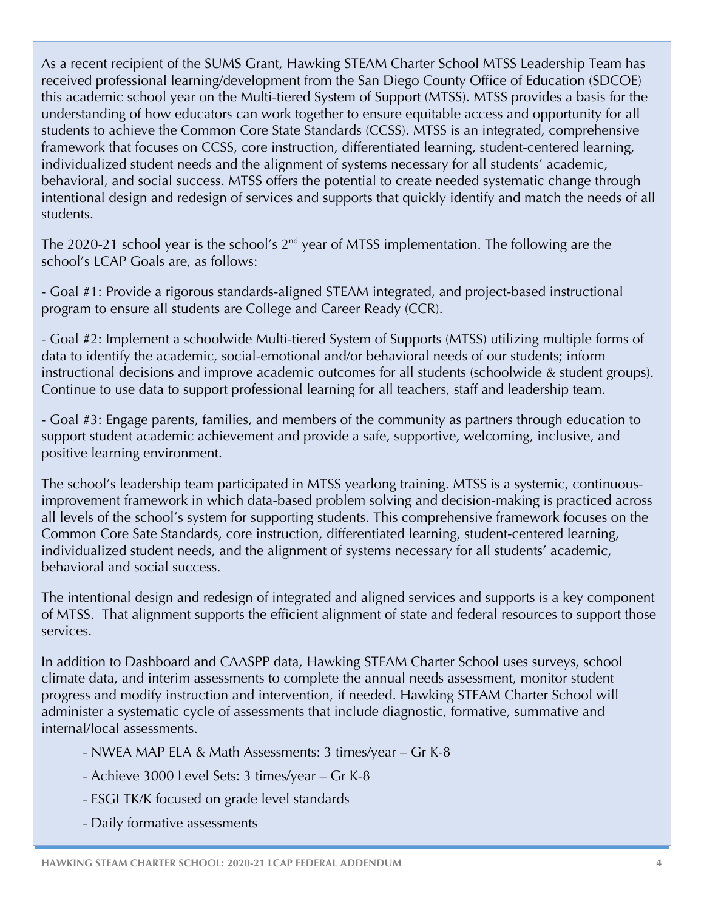As a recent recipient of the SUMS Grant, Hawking STEAM Charter School MTSS Leadership Team has received professional learning/development from the San Diego County Office of Education (SDCOE) this academic school year on the Multi-tiered System of Support (MTSS). MTSS provides a basis for the understanding of how educators can work together to ensure equitable access and opportunity for all students to achieve the Common Core State Standards (CCSS). MTSS is an integrated, comprehensive framework that focuses on CCSS, core instruction, differentiated learning, student-centered learning, individualized student needs and the alignment of systems necessary for all students' academic, behavioral, and social success. MTSS offers the potential to create needed systematic change through intentional design and redesign of services and supports that quickly identify and match the needs of all students.

The 2020-21 school year is the school's 2nd year of MTSS implementation. The following are the school's LCAP Goals are, as follows:

- Goal #1: Provide a rigorous standards-aligned STEAM integrated, and project-based instructional program to ensure all students are College and Career Ready (CCR).

- Goal #2: Implement a schoolwide Multi-tiered System of Supports (MTSS) utilizing multiple forms of data to identify the academic, social-emotional and/or behavioral needs of our students; inform instructional decisions and improve academic outcomes for all students (schoolwide & student groups). Continue to use data to support professional learning for all teachers, staff and leadership team.

- Goal #3: Engage parents, families, and members of the community as partners through education to support student academic achievement and provide a safe, supportive, welcoming, inclusive, and positive learning environment.

The school's leadership team participated in MTSS yearlong training. MTSS is a systemic, continuous-improvement framework in which data-based problem solving and decision-making is practiced across all levels of the school's system for supporting students. This comprehensive framework focuses on the Common Core Sate Standards, core instruction, differentiated learning, student-centered learning, individualized student needs, and the alignment of systems necessary for all students' academic, behavioral and social success.

The intentional design and redesign of integrated and aligned services and supports is a key component of MTSS. That alignment supports the efficient alignment of state and federal resources to support those services.

In addition to Dashboard and CAASPP data, Hawking STEAM Charter School uses surveys, school climate data, and interim assessments to complete the annual needs assessment, monitor student progress and modify instruction and intervention, if needed. Hawking STEAM Charter School will administer a systematic cycle of assessments that include diagnostic, formative, summative and internal/local assessments.

- NWEA MAP ELA & Math Assessments: 3 times/year – Gr K-8
- Achieve 3000 Level Sets: 3 times/year – Gr K-8
- ESGI TK/K focused on grade level standards
- Daily formative assessments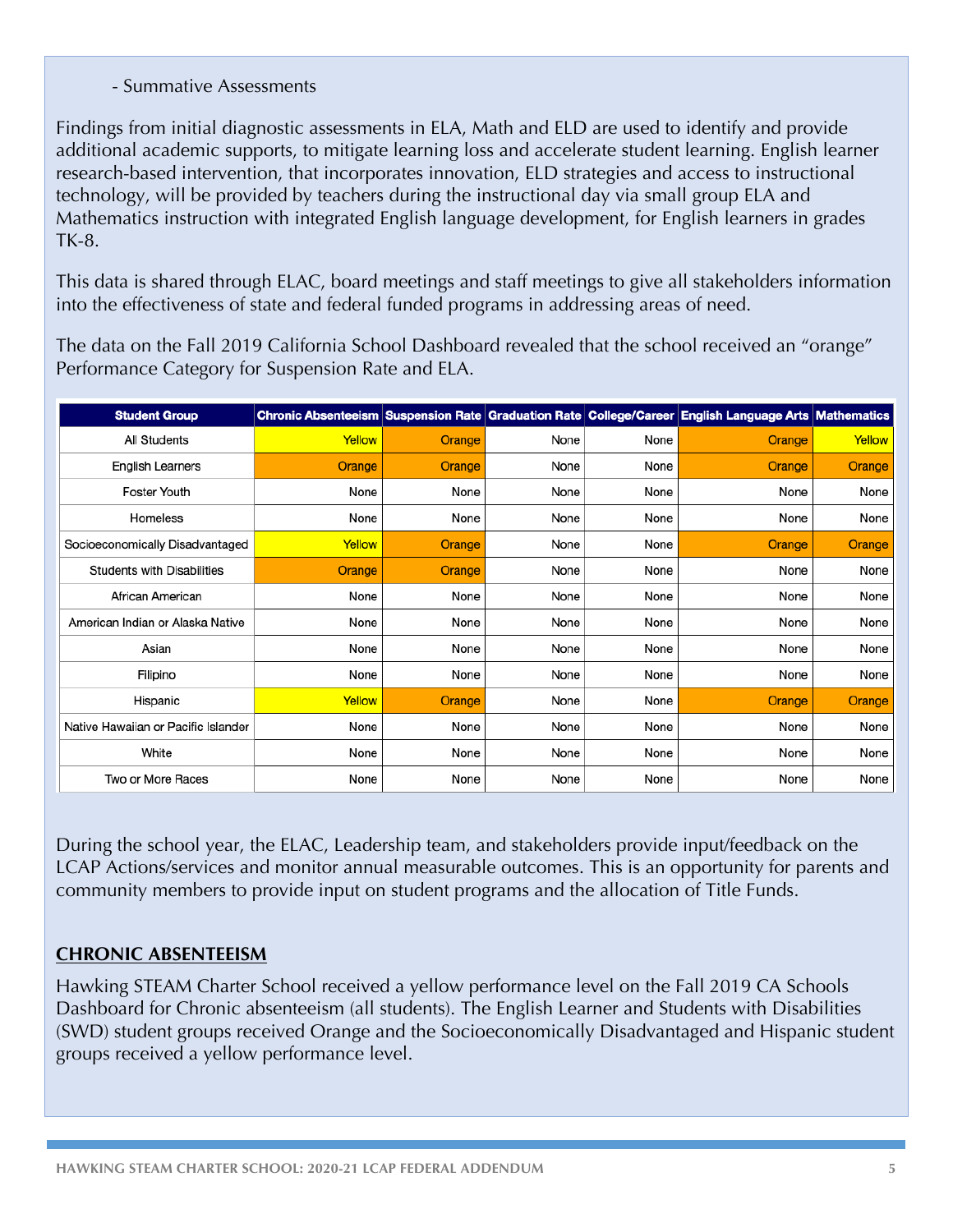- Summative Assessments

Findings from initial diagnostic assessments in ELA, Math and ELD are used to identify and provide additional academic supports, to mitigate learning loss and accelerate student learning. English learner research-based intervention, that incorporates innovation, ELD strategies and access to instructional technology, will be provided by teachers during the instructional day via small group ELA and Mathematics instruction with integrated English language development, for English learners in grades TK-8.

This data is shared through ELAC, board meetings and staff meetings to give all stakeholders information into the effectiveness of state and federal funded programs in addressing areas of need.

The data on the Fall 2019 California School Dashboard revealed that the school received an “orange” Performance Category for Suspension Rate and ELA.

| Student Group | Chronic Absenteeism | Suspension Rate | Graduation Rate | College/Career | English Language Arts | Mathematics |
|---|---|---|---|---|---|---|
| All Students | Yellow | Orange | None | None | Orange | Yellow |
| English Learners | Orange | Orange | None | None | Orange | Orange |
| Foster Youth | None | None | None | None | None | None |
| Homeless | None | None | None | None | None | None |
| Socioeconomically Disadvantaged | Yellow | Orange | None | None | Orange | Orange |
| Students with Disabilities | Orange | Orange | None | None | None | None |
| African American | None | None | None | None | None | None |
| American Indian or Alaska Native | None | None | None | None | None | None |
| Asian | None | None | None | None | None | None |
| Filipino | None | None | None | None | None | None |
| Hispanic | Yellow | Orange | None | None | Orange | Orange |
| Native Hawaiian or Pacific Islander | None | None | None | None | None | None |
| White | None | None | None | None | None | None |
| Two or More Races | None | None | None | None | None | None |

During the school year, the ELAC, Leadership team, and stakeholders provide input/feedback on the LCAP Actions/services and monitor annual measurable outcomes. This is an opportunity for parents and community members to provide input on student programs and the allocation of Title Funds.

## CHRONIC ABSENTEEISM

Hawking STEAM Charter School received a yellow performance level on the Fall 2019 CA Schools Dashboard for Chronic absenteeism (all students). The English Learner and Students with Disabilities (SWD) student groups received Orange and the Socioeconomically Disadvantaged and Hispanic student groups received a yellow performance level.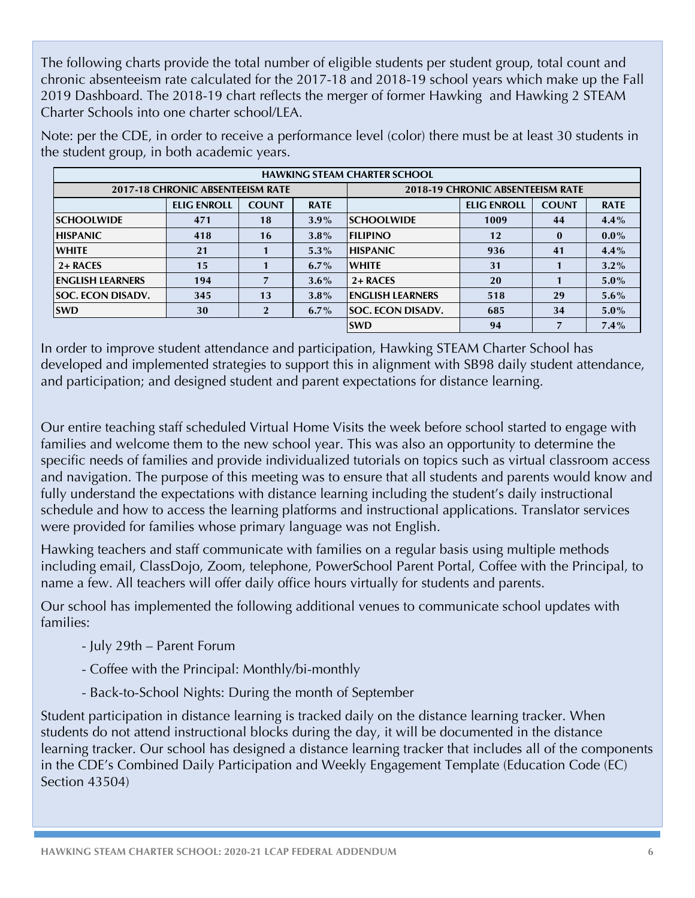The following charts provide the total number of eligible students per student group, total count and chronic absenteeism rate calculated for the 2017-18 and 2018-19 school years which make up the Fall 2019 Dashboard. The 2018-19 chart reflects the merger of former Hawking and Hawking 2 STEAM Charter Schools into one charter school/LEA.

Note: per the CDE, in order to receive a performance level (color) there must be at least 30 students in the student group, in both academic years.

| HAWKING STEAM CHARTER SCHOOL | | | | | | | |
|---|---|---|---|---|---|---|---|
| **2017-18 CHRONIC ABSENTEEISM RATE** | | | | **2018-19 CHRONIC ABSENTEEISM RATE** | | | |
| | **ELIG ENROLL** | **COUNT** | **RATE** | | **ELIG ENROLL** | **COUNT** | **RATE** |
| **SCHOOLWIDE** | 471 | 18 | 3.9% | **SCHOOLWIDE** | 1009 | 44 | 4.4% |
| **HISPANIC** | 418 | 16 | 3.8% | **FILIPINO** | 12 | 0 | 0.0% |
| **WHITE** | 21 | 1 | 5.3% | **HISPANIC** | 936 | 41 | 4.4% |
| **2+ RACES** | 15 | 1 | 6.7% | **WHITE** | 31 | 1 | 3.2% |
| **ENGLISH LEARNERS** | 194 | 7 | 3.6% | **2+ RACES** | 20 | 1 | 5.0% |
| **SOC. ECON DISADV.** | 345 | 13 | 3.8% | **ENGLISH LEARNERS** | 518 | 29 | 5.6% |
| **SWD** | 30 | 2 | 6.7% | **SOC. ECON DISADV.** | 685 | 34 | 5.0% |
| | | | | **SWD** | 94 | 7 | 7.4% |

In order to improve student attendance and participation, Hawking STEAM Charter School has developed and implemented strategies to support this in alignment with SB98 daily student attendance, and participation; and designed student and parent expectations for distance learning.

Our entire teaching staff scheduled Virtual Home Visits the week before school started to engage with families and welcome them to the new school year. This was also an opportunity to determine the specific needs of families and provide individualized tutorials on topics such as virtual classroom access and navigation. The purpose of this meeting was to ensure that all students and parents would know and fully understand the expectations with distance learning including the student's daily instructional schedule and how to access the learning platforms and instructional applications. Translator services were provided for families whose primary language was not English.

Hawking teachers and staff communicate with families on a regular basis using multiple methods including email, ClassDojo, Zoom, telephone, PowerSchool Parent Portal, Coffee with the Principal, to name a few. All teachers will offer daily office hours virtually for students and parents.

Our school has implemented the following additional venues to communicate school updates with families:

- July 29th – Parent Forum
- Coffee with the Principal: Monthly/bi-monthly
- Back-to-School Nights: During the month of September

Student participation in distance learning is tracked daily on the distance learning tracker. When students do not attend instructional blocks during the day, it will be documented in the distance learning tracker. Our school has designed a distance learning tracker that includes all of the components in the CDE's Combined Daily Participation and Weekly Engagement Template (Education Code (EC) Section 43504)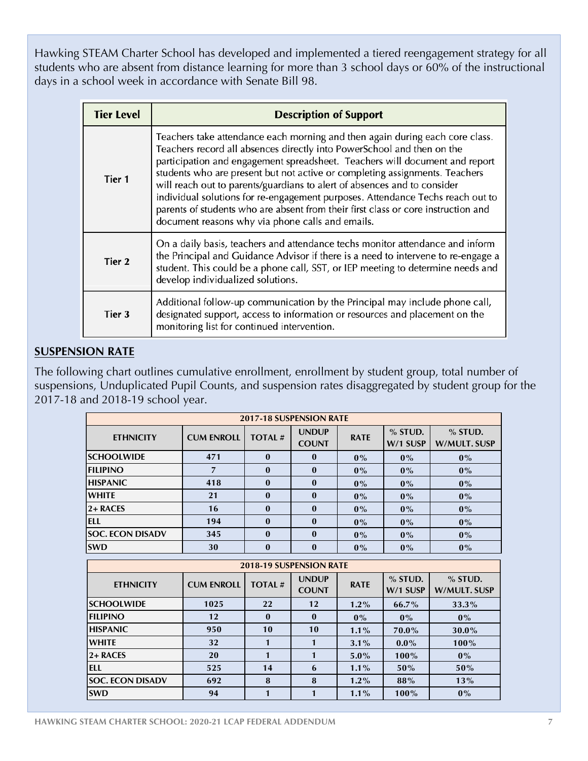Hawking STEAM Charter School has developed and implemented a tiered reengagement strategy for all students who are absent from distance learning for more than 3 school days or 60% of the instructional days in a school week in accordance with Senate Bill 98.

| Tier Level | Description of Support |
|---|---|
| Tier 1 | Teachers take attendance each morning and then again during each core class. Teachers record all absences directly into PowerSchool and then on the participation and engagement spreadsheet. Teachers will document and report students who are present but not active or completing assignments. Teachers will reach out to parents/guardians to alert of absences and to consider individual solutions for re-engagement purposes. Attendance Techs reach out to parents of students who are absent from their first class or core instruction and document reasons why via phone calls and emails. |
| Tier 2 | On a daily basis, teachers and attendance techs monitor attendance and inform the Principal and Guidance Advisor if there is a need to intervene to re-engage a student. This could be a phone call, SST, or IEP meeting to determine needs and develop individualized solutions. |
| Tier 3 | Additional follow-up communication by the Principal may include phone call, designated support, access to information or resources and placement on the monitoring list for continued intervention. |

## SUSPENSION RATE

The following chart outlines cumulative enrollment, enrollment by student group, total number of suspensions, Unduplicated Pupil Counts, and suspension rates disaggregated by student group for the 2017-18 and 2018-19 school year.

| 2017-18 SUSPENSION RATE | | | | | | |
|---|---|---|---|---|---|---|
| ETHNICITY | CUM ENROLL | TOTAL # | UNDUP COUNT | RATE | % STUD. W/1 SUSP | % STUD. W/MULT. SUSP |
| SCHOOLWIDE | 471 | 0 | 0 | 0% | 0% | 0% |
| FILIPINO | 7 | 0 | 0 | 0% | 0% | 0% |
| HISPANIC | 418 | 0 | 0 | 0% | 0% | 0% |
| WHITE | 21 | 0 | 0 | 0% | 0% | 0% |
| 2+ RACES | 16 | 0 | 0 | 0% | 0% | 0% |
| ELL | 194 | 0 | 0 | 0% | 0% | 0% |
| SOC. ECON DISADV | 345 | 0 | 0 | 0% | 0% | 0% |
| SWD | 30 | 0 | 0 | 0% | 0% | 0% |

| 2018-19 SUSPENSION RATE | | | | | | |
|---|---|---|---|---|---|---|
| ETHNICITY | CUM ENROLL | TOTAL # | UNDUP COUNT | RATE | % STUD. W/1 SUSP | % STUD. W/MULT. SUSP |
| SCHOOLWIDE | 1025 | 22 | 12 | 1.2% | 66.7% | 33.3% |
| FILIPINO | 12 | 0 | 0 | 0% | 0% | 0% |
| HISPANIC | 950 | 10 | 10 | 1.1% | 70.0% | 30.0% |
| WHITE | 32 | 1 | 1 | 3.1% | 0.0% | 100% |
| 2+ RACES | 20 | 1 | 1 | 5.0% | 100% | 0% |
| ELL | 525 | 14 | 6 | 1.1% | 50% | 50% |
| SOC. ECON DISADV | 692 | 8 | 8 | 1.2% | 88% | 13% |
| SWD | 94 | 1 | 1 | 1.1% | 100% | 0% |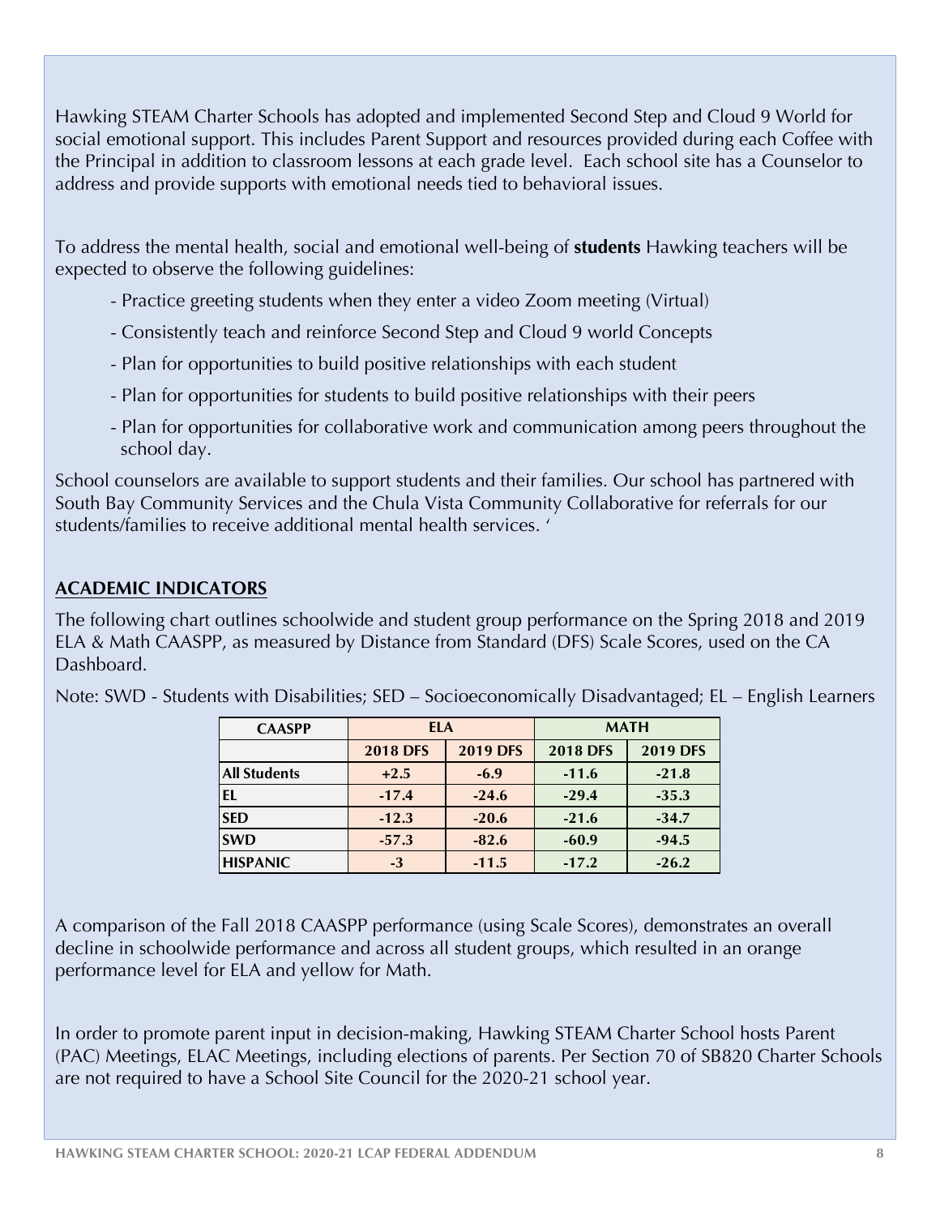Hawking STEAM Charter Schools has adopted and implemented Second Step and Cloud 9 World for social emotional support. This includes Parent Support and resources provided during each Coffee with the Principal in addition to classroom lessons at each grade level. Each school site has a Counselor to address and provide supports with emotional needs tied to behavioral issues.

To address the mental health, social and emotional well-being of **students** Hawking teachers will be expected to observe the following guidelines:

- Practice greeting students when they enter a video Zoom meeting (Virtual)
- Consistently teach and reinforce Second Step and Cloud 9 world Concepts
- Plan for opportunities to build positive relationships with each student
- Plan for opportunities for students to build positive relationships with their peers
- Plan for opportunities for collaborative work and communication among peers throughout the school day.

School counselors are available to support students and their families. Our school has partnered with South Bay Community Services and the Chula Vista Community Collaborative for referrals for our students/families to receive additional mental health services. '

## ACADEMIC INDICATORS

The following chart outlines schoolwide and student group performance on the Spring 2018 and 2019 ELA & Math CAASPP, as measured by Distance from Standard (DFS) Scale Scores, used on the CA Dashboard.

Note: SWD - Students with Disabilities; SED – Socioeconomically Disadvantaged; EL – English Learners

| CAASPP | ELA | | MATH | |
|---|---|---|---|---|
| | 2018 DFS | 2019 DFS | 2018 DFS | 2019 DFS |
| All Students | +2.5 | -6.9 | -11.6 | -21.8 |
| EL | -17.4 | -24.6 | -29.4 | -35.3 |
| SED | -12.3 | -20.6 | -21.6 | -34.7 |
| SWD | -57.3 | -82.6 | -60.9 | -94.5 |
| HISPANIC | -3 | -11.5 | -17.2 | -26.2 |

A comparison of the Fall 2018 CAASPP performance (using Scale Scores), demonstrates an overall decline in schoolwide performance and across all student groups, which resulted in an orange performance level for ELA and yellow for Math.

In order to promote parent input in decision-making, Hawking STEAM Charter School hosts Parent (PAC) Meetings, ELAC Meetings, including elections of parents. Per Section 70 of SB820 Charter Schools are not required to have a School Site Council for the 2020-21 school year.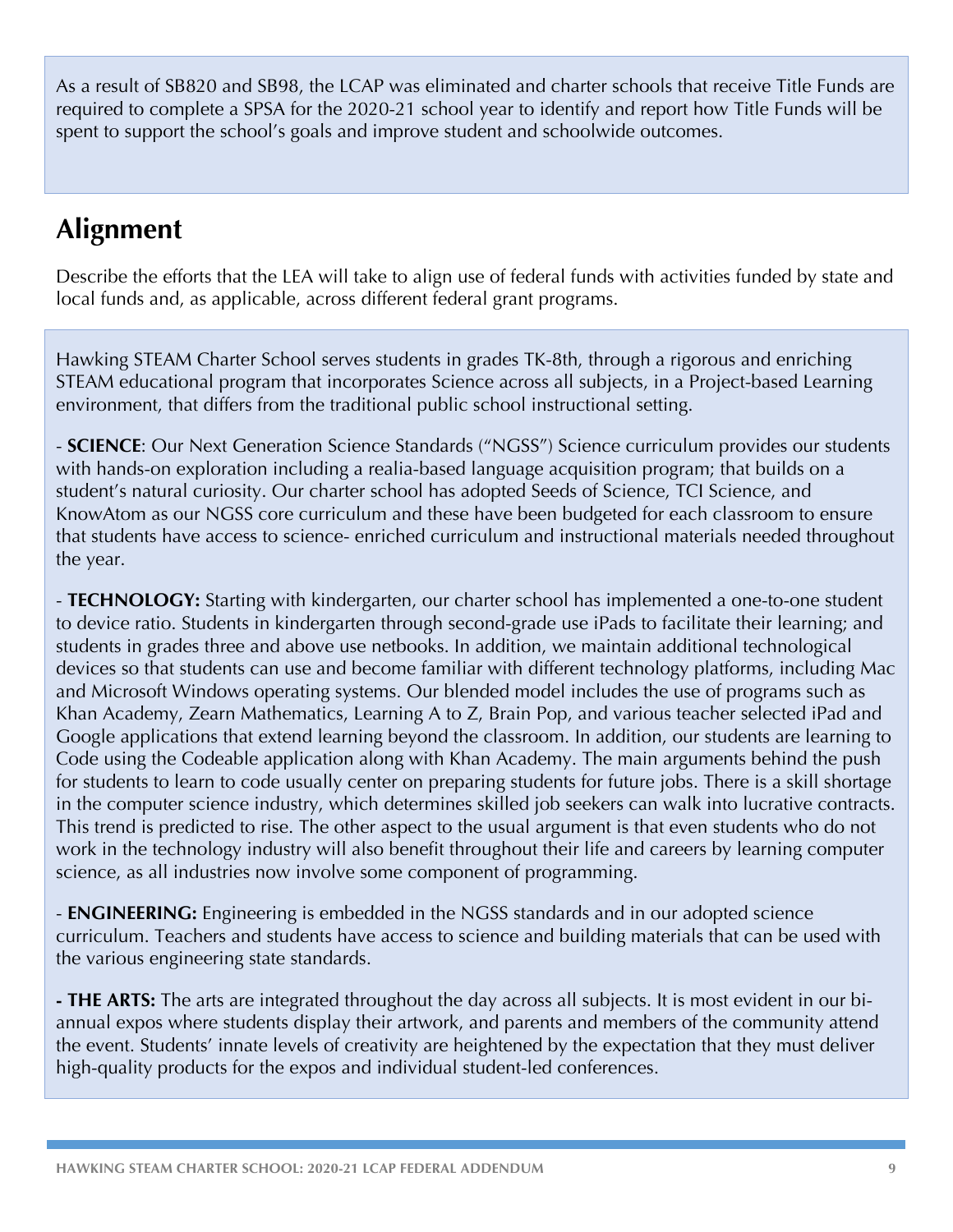As a result of SB820 and SB98, the LCAP was eliminated and charter schools that receive Title Funds are required to complete a SPSA for the 2020-21 school year to identify and report how Title Funds will be spent to support the school's goals and improve student and schoolwide outcomes.

## Alignment

Describe the efforts that the LEA will take to align use of federal funds with activities funded by state and local funds and, as applicable, across different federal grant programs.

Hawking STEAM Charter School serves students in grades TK-8th, through a rigorous and enriching STEAM educational program that incorporates Science across all subjects, in a Project-based Learning environment, that differs from the traditional public school instructional setting.

- **SCIENCE**: Our Next Generation Science Standards ("NGSS") Science curriculum provides our students with hands-on exploration including a realia-based language acquisition program; that builds on a student's natural curiosity. Our charter school has adopted Seeds of Science, TCI Science, and KnowAtom as our NGSS core curriculum and these have been budgeted for each classroom to ensure that students have access to science- enriched curriculum and instructional materials needed throughout the year.

- **TECHNOLOGY:** Starting with kindergarten, our charter school has implemented a one-to-one student to device ratio. Students in kindergarten through second-grade use iPads to facilitate their learning; and students in grades three and above use netbooks. In addition, we maintain additional technological devices so that students can use and become familiar with different technology platforms, including Mac and Microsoft Windows operating systems. Our blended model includes the use of programs such as Khan Academy, Zearn Mathematics, Learning A to Z, Brain Pop, and various teacher selected iPad and Google applications that extend learning beyond the classroom. In addition, our students are learning to Code using the Codeable application along with Khan Academy. The main arguments behind the push for students to learn to code usually center on preparing students for future jobs. There is a skill shortage in the computer science industry, which determines skilled job seekers can walk into lucrative contracts. This trend is predicted to rise. The other aspect to the usual argument is that even students who do not work in the technology industry will also benefit throughout their life and careers by learning computer science, as all industries now involve some component of programming.

- **ENGINEERING:** Engineering is embedded in the NGSS standards and in our adopted science curriculum. Teachers and students have access to science and building materials that can be used with the various engineering state standards.

**- THE ARTS:** The arts are integrated throughout the day across all subjects. It is most evident in our bi-annual expos where students display their artwork, and parents and members of the community attend the event. Students' innate levels of creativity are heightened by the expectation that they must deliver high-quality products for the expos and individual student-led conferences.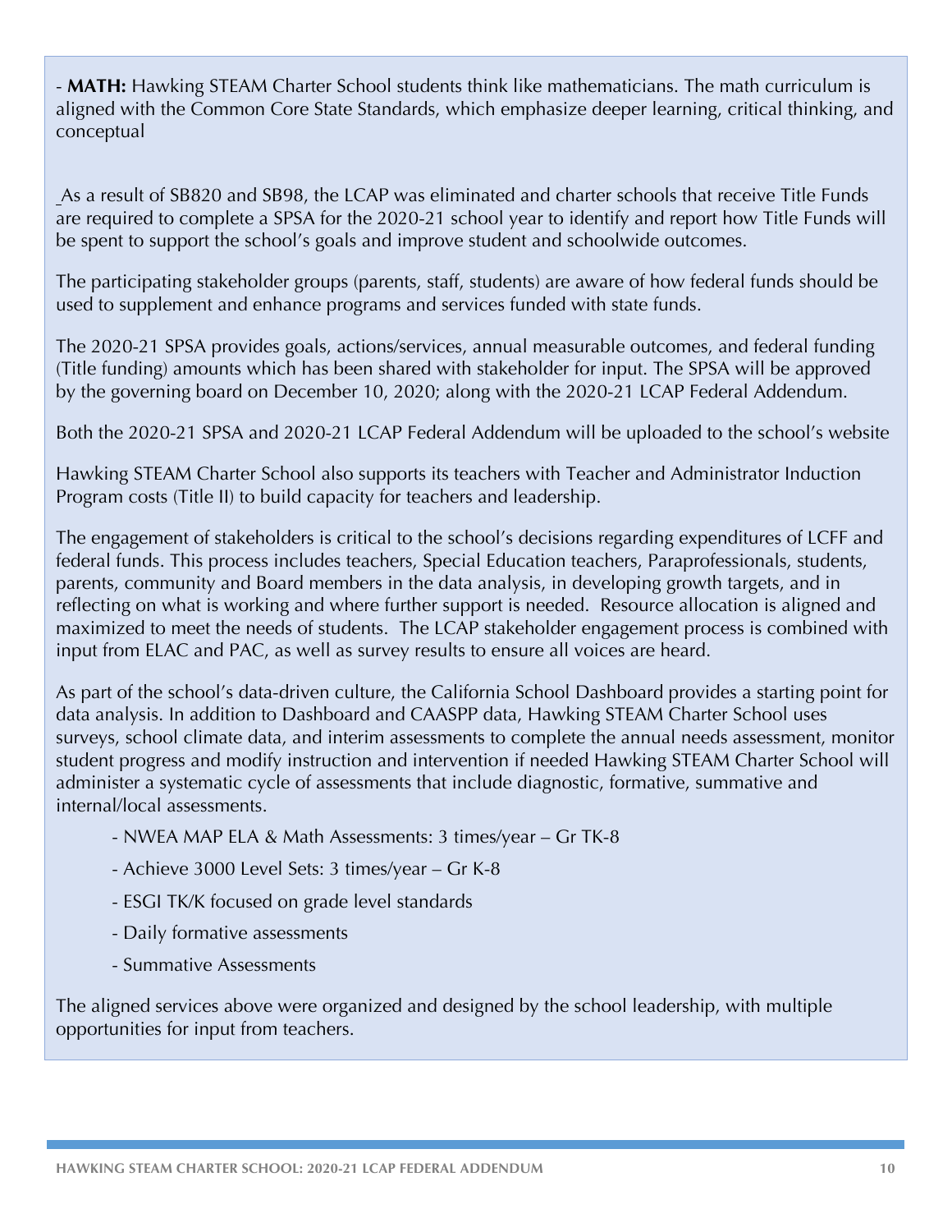- **MATH:** Hawking STEAM Charter School students think like mathematicians. The math curriculum is aligned with the Common Core State Standards, which emphasize deeper learning, critical thinking, and conceptual

As a result of SB820 and SB98, the LCAP was eliminated and charter schools that receive Title Funds are required to complete a SPSA for the 2020-21 school year to identify and report how Title Funds will be spent to support the school's goals and improve student and schoolwide outcomes.

The participating stakeholder groups (parents, staff, students) are aware of how federal funds should be used to supplement and enhance programs and services funded with state funds.

The 2020-21 SPSA provides goals, actions/services, annual measurable outcomes, and federal funding (Title funding) amounts which has been shared with stakeholder for input. The SPSA will be approved by the governing board on December 10, 2020; along with the 2020-21 LCAP Federal Addendum.

Both the 2020-21 SPSA and 2020-21 LCAP Federal Addendum will be uploaded to the school's website

Hawking STEAM Charter School also supports its teachers with Teacher and Administrator Induction Program costs (Title II) to build capacity for teachers and leadership.

The engagement of stakeholders is critical to the school's decisions regarding expenditures of LCFF and federal funds. This process includes teachers, Special Education teachers, Paraprofessionals, students, parents, community and Board members in the data analysis, in developing growth targets, and in reflecting on what is working and where further support is needed. Resource allocation is aligned and maximized to meet the needs of students. The LCAP stakeholder engagement process is combined with input from ELAC and PAC, as well as survey results to ensure all voices are heard.

As part of the school's data-driven culture, the California School Dashboard provides a starting point for data analysis. In addition to Dashboard and CAASPP data, Hawking STEAM Charter School uses surveys, school climate data, and interim assessments to complete the annual needs assessment, monitor student progress and modify instruction and intervention if needed Hawking STEAM Charter School will administer a systematic cycle of assessments that include diagnostic, formative, summative and internal/local assessments.

- NWEA MAP ELA & Math Assessments: 3 times/year – Gr TK-8
- Achieve 3000 Level Sets: 3 times/year – Gr K-8
- ESGI TK/K focused on grade level standards
- Daily formative assessments
- Summative Assessments

The aligned services above were organized and designed by the school leadership, with multiple opportunities for input from teachers.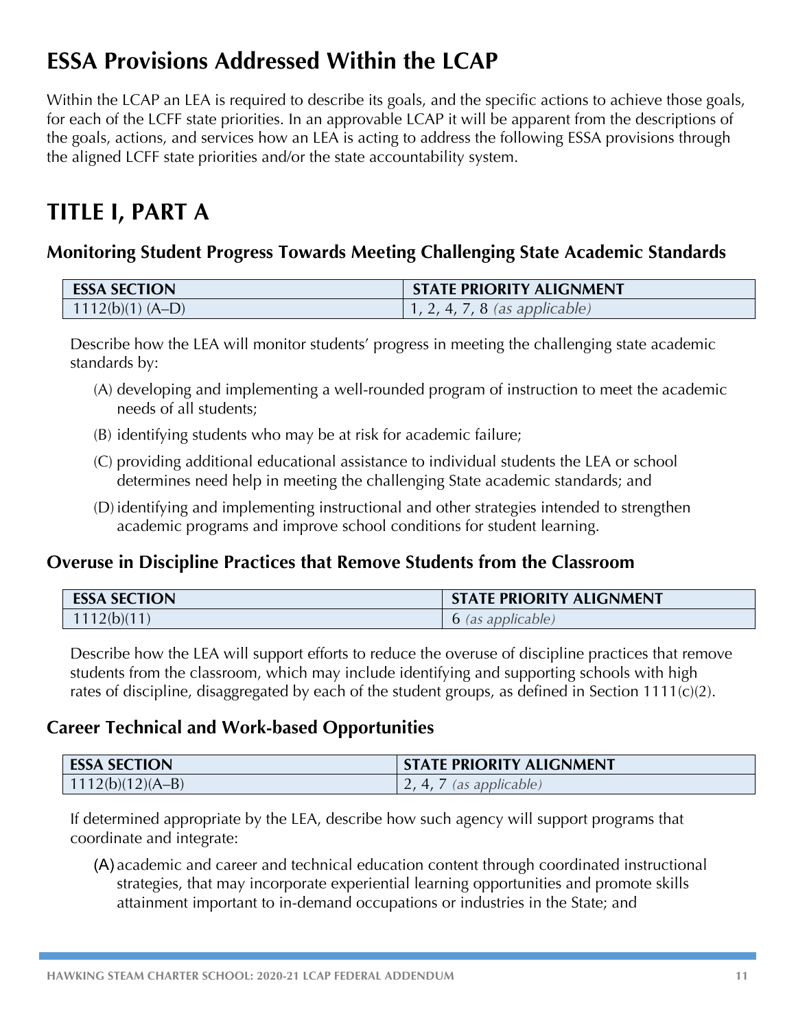# ESSA Provisions Addressed Within the LCAP

Within the LCAP an LEA is required to describe its goals, and the specific actions to achieve those goals, for each of the LCFF state priorities. In an approvable LCAP it will be apparent from the descriptions of the goals, actions, and services how an LEA is acting to address the following ESSA provisions through the aligned LCFF state priorities and/or the state accountability system.

# TITLE I, PART A

### Monitoring Student Progress Towards Meeting Challenging State Academic Standards

| ESSA SECTION | STATE PRIORITY ALIGNMENT |
|---|---|
| 1112(b)(1) (A–D) | 1, 2, 4, 7, 8 *(as applicable)* |

Describe how the LEA will monitor students' progress in meeting the challenging state academic standards by:

(A) developing and implementing a well-rounded program of instruction to meet the academic needs of all students;

(B) identifying students who may be at risk for academic failure;

(C) providing additional educational assistance to individual students the LEA or school determines need help in meeting the challenging State academic standards; and

(D) identifying and implementing instructional and other strategies intended to strengthen academic programs and improve school conditions for student learning.

### Overuse in Discipline Practices that Remove Students from the Classroom

| ESSA SECTION | STATE PRIORITY ALIGNMENT |
|---|---|
| 1112(b)(11) | 6 *(as applicable)* |

Describe how the LEA will support efforts to reduce the overuse of discipline practices that remove students from the classroom, which may include identifying and supporting schools with high rates of discipline, disaggregated by each of the student groups, as defined in Section 1111(c)(2).

### Career Technical and Work-based Opportunities

| ESSA SECTION | STATE PRIORITY ALIGNMENT |
|---|---|
| 1112(b)(12)(A–B) | 2, 4, 7 *(as applicable)* |

If determined appropriate by the LEA, describe how such agency will support programs that coordinate and integrate:

(A) academic and career and technical education content through coordinated instructional strategies, that may incorporate experiential learning opportunities and promote skills attainment important to in-demand occupations or industries in the State; and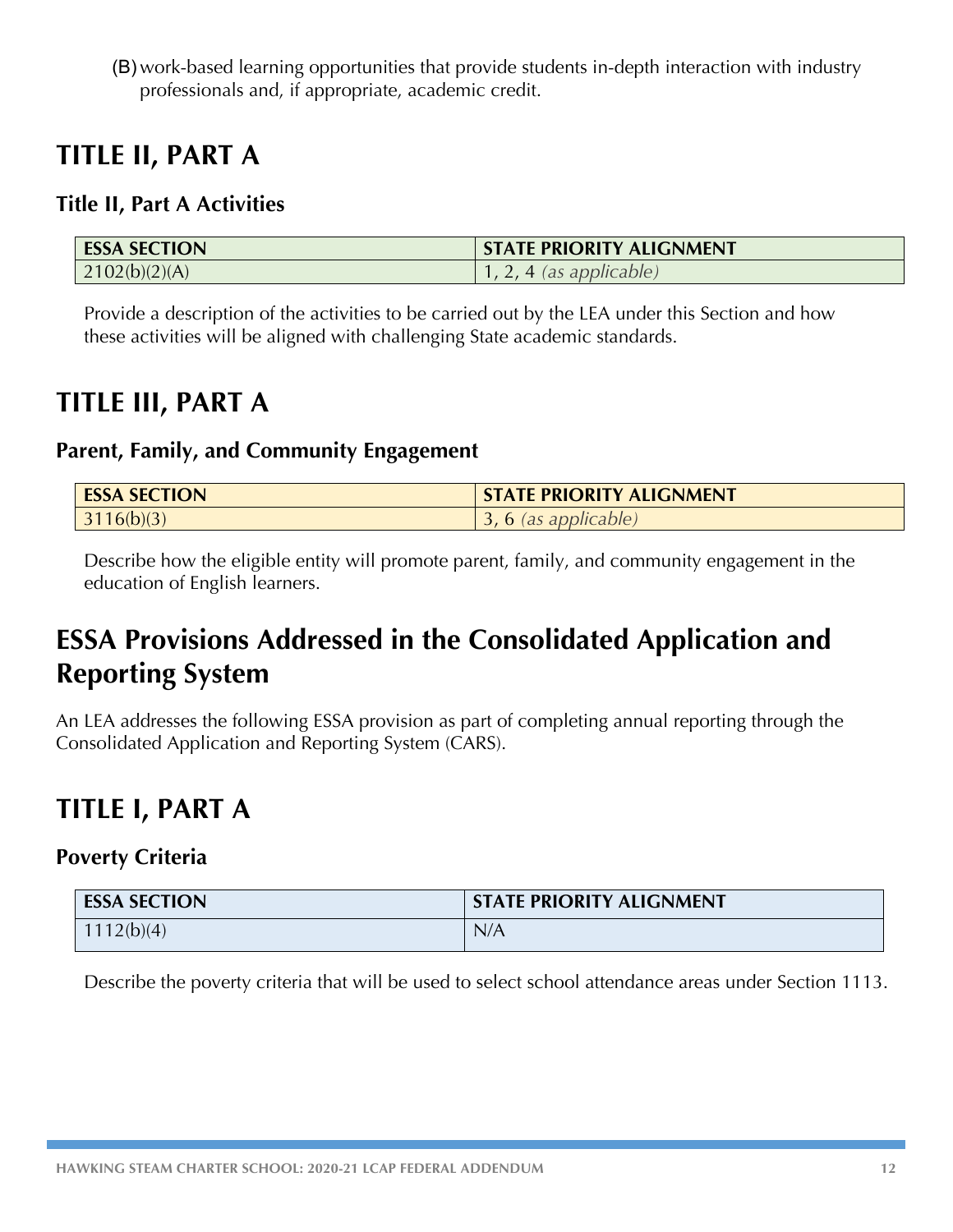(B) work-based learning opportunities that provide students in-depth interaction with industry professionals and, if appropriate, academic credit.

# TITLE II, PART A

### Title II, Part A Activities

| ESSA SECTION | STATE PRIORITY ALIGNMENT |
|---|---|
| 2102(b)(2)(A) | 1, 2, 4 *(as applicable)* |

Provide a description of the activities to be carried out by the LEA under this Section and how these activities will be aligned with challenging State academic standards.

# TITLE III, PART A

### Parent, Family, and Community Engagement

| ESSA SECTION | STATE PRIORITY ALIGNMENT |
|---|---|
| 3116(b)(3) | 3, 6 *(as applicable)* |

Describe how the eligible entity will promote parent, family, and community engagement in the education of English learners.

# ESSA Provisions Addressed in the Consolidated Application and Reporting System

An LEA addresses the following ESSA provision as part of completing annual reporting through the Consolidated Application and Reporting System (CARS).

# TITLE I, PART A

### Poverty Criteria

| ESSA SECTION | STATE PRIORITY ALIGNMENT |
|---|---|
| 1112(b)(4) | N/A |

Describe the poverty criteria that will be used to select school attendance areas under Section 1113.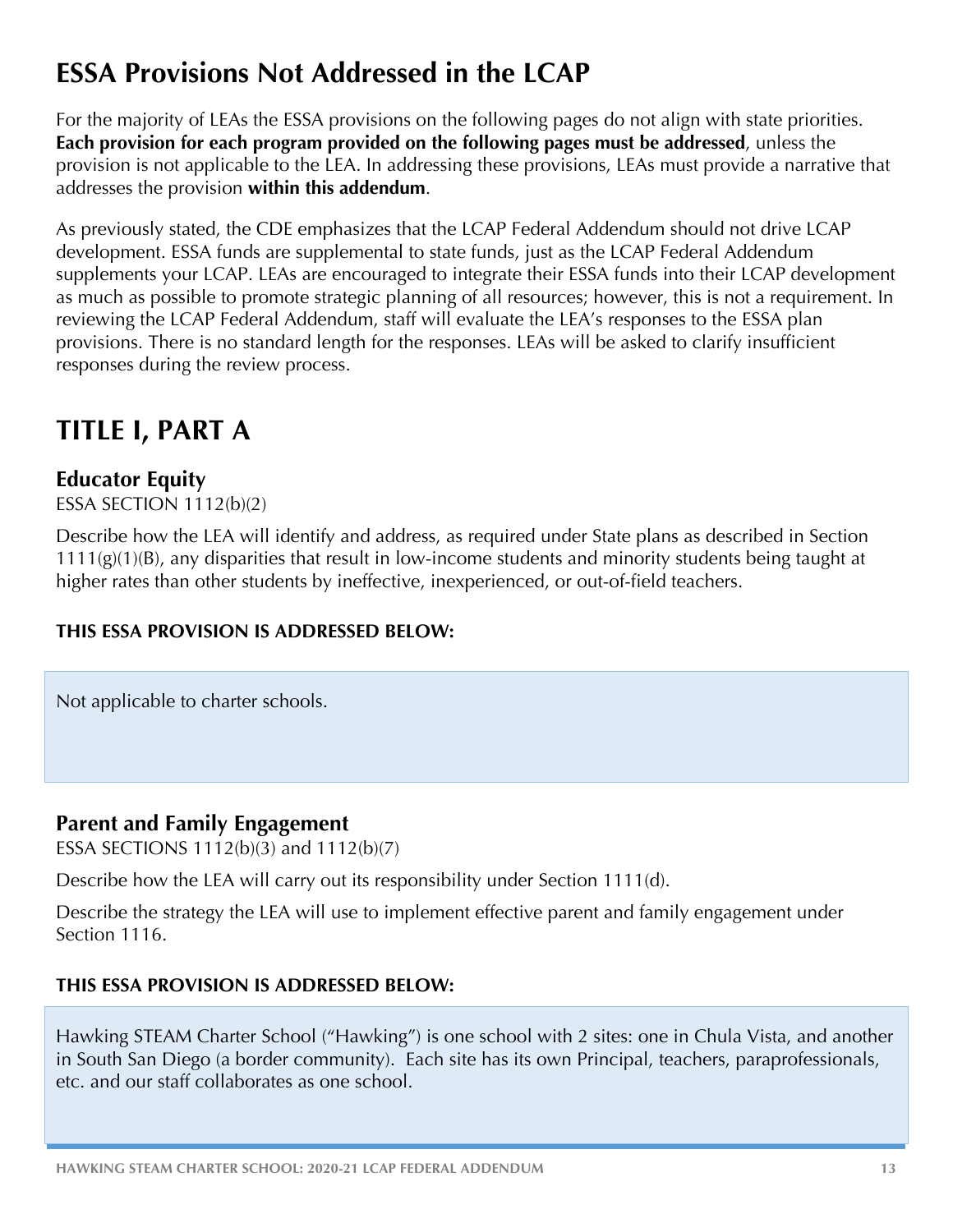# ESSA Provisions Not Addressed in the LCAP

For the majority of LEAs the ESSA provisions on the following pages do not align with state priorities. **Each provision for each program provided on the following pages must be addressed**, unless the provision is not applicable to the LEA. In addressing these provisions, LEAs must provide a narrative that addresses the provision **within this addendum**.

As previously stated, the CDE emphasizes that the LCAP Federal Addendum should not drive LCAP development. ESSA funds are supplemental to state funds, just as the LCAP Federal Addendum supplements your LCAP. LEAs are encouraged to integrate their ESSA funds into their LCAP development as much as possible to promote strategic planning of all resources; however, this is not a requirement. In reviewing the LCAP Federal Addendum, staff will evaluate the LEA's responses to the ESSA plan provisions. There is no standard length for the responses. LEAs will be asked to clarify insufficient responses during the review process.

# TITLE I, PART A

### Educator Equity

ESSA SECTION 1112(b)(2)

Describe how the LEA will identify and address, as required under State plans as described in Section 1111(g)(1)(B), any disparities that result in low-income students and minority students being taught at higher rates than other students by ineffective, inexperienced, or out-of-field teachers.

**THIS ESSA PROVISION IS ADDRESSED BELOW:**

Not applicable to charter schools.

### Parent and Family Engagement

ESSA SECTIONS 1112(b)(3) and 1112(b)(7)

Describe how the LEA will carry out its responsibility under Section 1111(d).

Describe the strategy the LEA will use to implement effective parent and family engagement under Section 1116.

**THIS ESSA PROVISION IS ADDRESSED BELOW:**

Hawking STEAM Charter School ("Hawking") is one school with 2 sites: one in Chula Vista, and another in South San Diego (a border community). Each site has its own Principal, teachers, paraprofessionals, etc. and our staff collaborates as one school.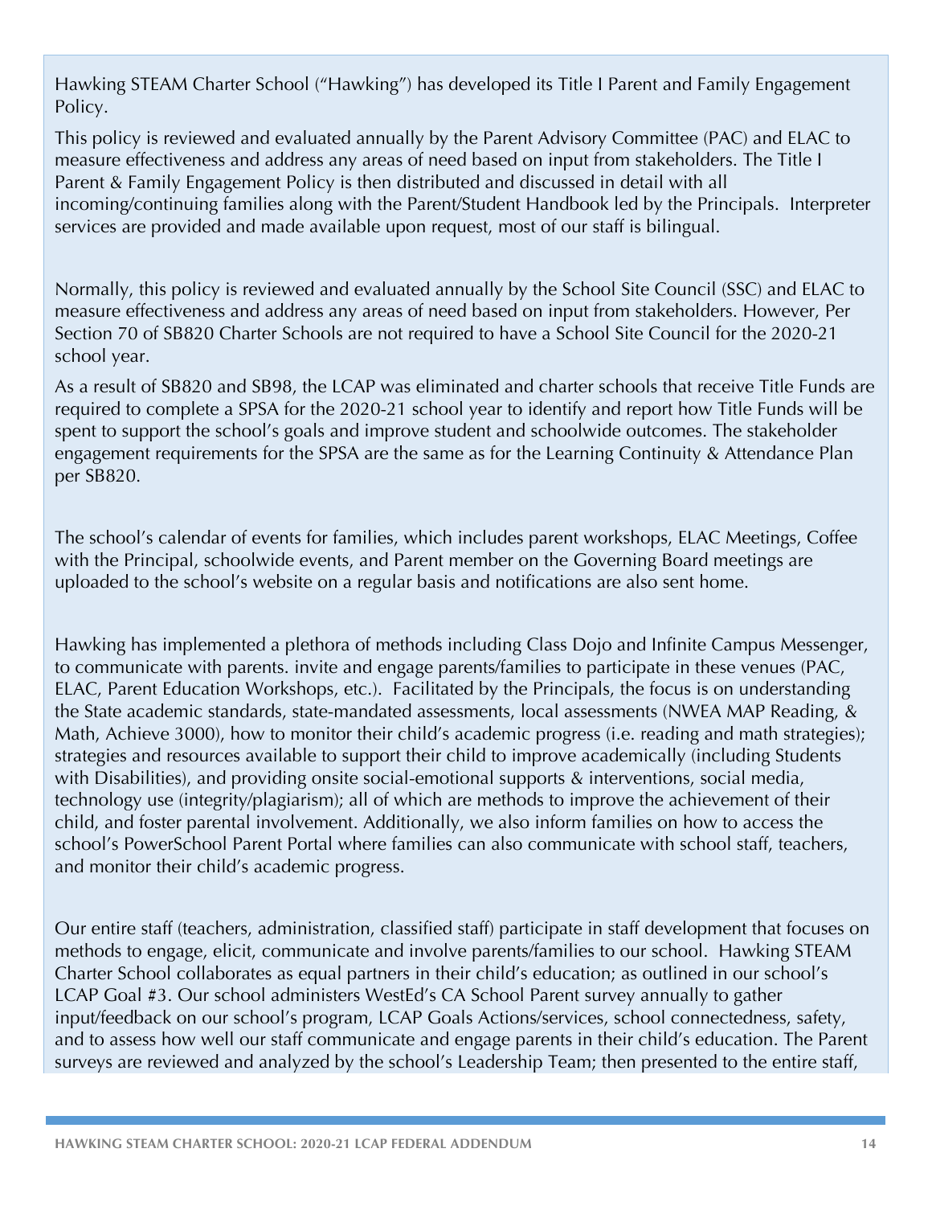Hawking STEAM Charter School ("Hawking") has developed its Title I Parent and Family Engagement Policy.

This policy is reviewed and evaluated annually by the Parent Advisory Committee (PAC) and ELAC to measure effectiveness and address any areas of need based on input from stakeholders. The Title I Parent & Family Engagement Policy is then distributed and discussed in detail with all incoming/continuing families along with the Parent/Student Handbook led by the Principals. Interpreter services are provided and made available upon request, most of our staff is bilingual.

Normally, this policy is reviewed and evaluated annually by the School Site Council (SSC) and ELAC to measure effectiveness and address any areas of need based on input from stakeholders. However, Per Section 70 of SB820 Charter Schools are not required to have a School Site Council for the 2020-21 school year.

As a result of SB820 and SB98, the LCAP was eliminated and charter schools that receive Title Funds are required to complete a SPSA for the 2020-21 school year to identify and report how Title Funds will be spent to support the school's goals and improve student and schoolwide outcomes. The stakeholder engagement requirements for the SPSA are the same as for the Learning Continuity & Attendance Plan per SB820.

The school's calendar of events for families, which includes parent workshops, ELAC Meetings, Coffee with the Principal, schoolwide events, and Parent member on the Governing Board meetings are uploaded to the school's website on a regular basis and notifications are also sent home.

Hawking has implemented a plethora of methods including Class Dojo and Infinite Campus Messenger, to communicate with parents. invite and engage parents/families to participate in these venues (PAC, ELAC, Parent Education Workshops, etc.). Facilitated by the Principals, the focus is on understanding the State academic standards, state-mandated assessments, local assessments (NWEA MAP Reading, & Math, Achieve 3000), how to monitor their child's academic progress (i.e. reading and math strategies); strategies and resources available to support their child to improve academically (including Students with Disabilities), and providing onsite social-emotional supports & interventions, social media, technology use (integrity/plagiarism); all of which are methods to improve the achievement of their child, and foster parental involvement. Additionally, we also inform families on how to access the school's PowerSchool Parent Portal where families can also communicate with school staff, teachers, and monitor their child's academic progress.

Our entire staff (teachers, administration, classified staff) participate in staff development that focuses on methods to engage, elicit, communicate and involve parents/families to our school. Hawking STEAM Charter School collaborates as equal partners in their child's education; as outlined in our school's LCAP Goal #3. Our school administers WestEd's CA School Parent survey annually to gather input/feedback on our school's program, LCAP Goals Actions/services, school connectedness, safety, and to assess how well our staff communicate and engage parents in their child's education. The Parent surveys are reviewed and analyzed by the school's Leadership Team; then presented to the entire staff,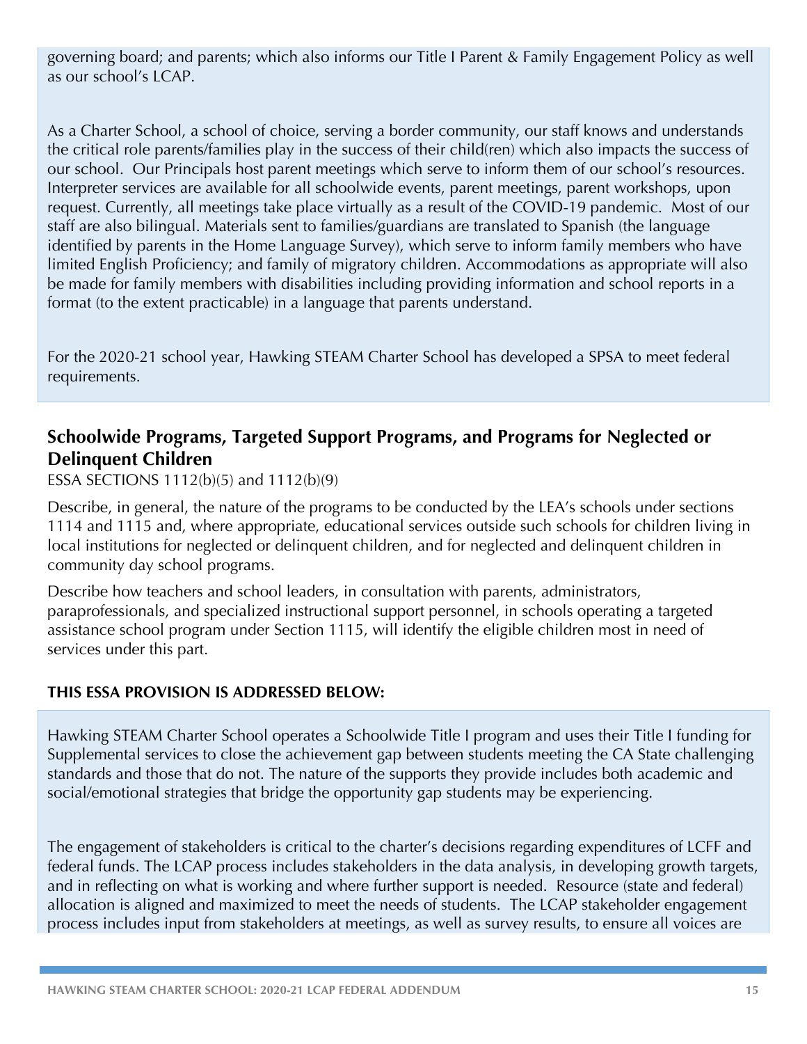governing board; and parents; which also informs our Title I Parent & Family Engagement Policy as well as our school's LCAP.

As a Charter School, a school of choice, serving a border community, our staff knows and understands the critical role parents/families play in the success of their child(ren) which also impacts the success of our school. Our Principals host parent meetings which serve to inform them of our school's resources. Interpreter services are available for all schoolwide events, parent meetings, parent workshops, upon request. Currently, all meetings take place virtually as a result of the COVID-19 pandemic. Most of our staff are also bilingual. Materials sent to families/guardians are translated to Spanish (the language identified by parents in the Home Language Survey), which serve to inform family members who have limited English Proficiency; and family of migratory children. Accommodations as appropriate will also be made for family members with disabilities including providing information and school reports in a format (to the extent practicable) in a language that parents understand.

For the 2020-21 school year, Hawking STEAM Charter School has developed a SPSA to meet federal requirements.

## Schoolwide Programs, Targeted Support Programs, and Programs for Neglected or Delinquent Children

ESSA SECTIONS 1112(b)(5) and 1112(b)(9)

Describe, in general, the nature of the programs to be conducted by the LEA's schools under sections 1114 and 1115 and, where appropriate, educational services outside such schools for children living in local institutions for neglected or delinquent children, and for neglected and delinquent children in community day school programs.

Describe how teachers and school leaders, in consultation with parents, administrators, paraprofessionals, and specialized instructional support personnel, in schools operating a targeted assistance school program under Section 1115, will identify the eligible children most in need of services under this part.

**THIS ESSA PROVISION IS ADDRESSED BELOW:**

Hawking STEAM Charter School operates a Schoolwide Title I program and uses their Title I funding for Supplemental services to close the achievement gap between students meeting the CA State challenging standards and those that do not. The nature of the supports they provide includes both academic and social/emotional strategies that bridge the opportunity gap students may be experiencing.

The engagement of stakeholders is critical to the charter's decisions regarding expenditures of LCFF and federal funds. The LCAP process includes stakeholders in the data analysis, in developing growth targets, and in reflecting on what is working and where further support is needed. Resource (state and federal) allocation is aligned and maximized to meet the needs of students. The LCAP stakeholder engagement process includes input from stakeholders at meetings, as well as survey results, to ensure all voices are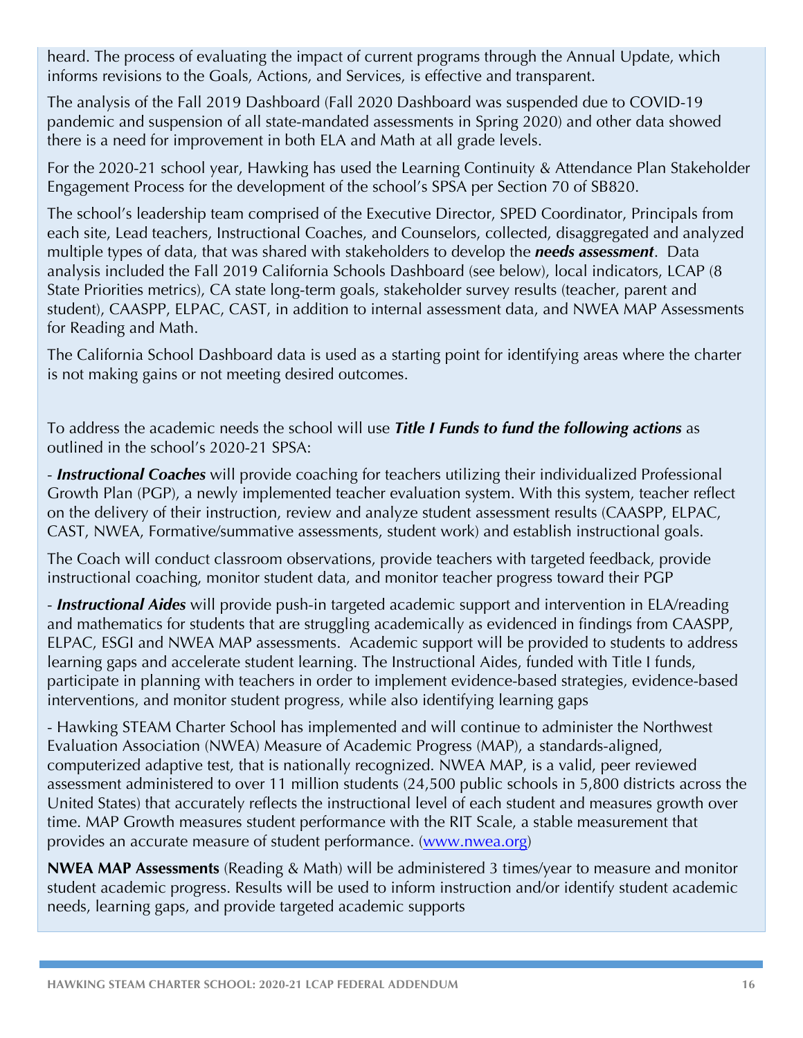heard. The process of evaluating the impact of current programs through the Annual Update, which informs revisions to the Goals, Actions, and Services, is effective and transparent.

The analysis of the Fall 2019 Dashboard (Fall 2020 Dashboard was suspended due to COVID-19 pandemic and suspension of all state-mandated assessments in Spring 2020) and other data showed there is a need for improvement in both ELA and Math at all grade levels.

For the 2020-21 school year, Hawking has used the Learning Continuity & Attendance Plan Stakeholder Engagement Process for the development of the school's SPSA per Section 70 of SB820.

The school's leadership team comprised of the Executive Director, SPED Coordinator, Principals from each site, Lead teachers, Instructional Coaches, and Counselors, collected, disaggregated and analyzed multiple types of data, that was shared with stakeholders to develop the ***needs assessment***. Data analysis included the Fall 2019 California Schools Dashboard (see below), local indicators, LCAP (8 State Priorities metrics), CA state long-term goals, stakeholder survey results (teacher, parent and student), CAASPP, ELPAC, CAST, in addition to internal assessment data, and NWEA MAP Assessments for Reading and Math.

The California School Dashboard data is used as a starting point for identifying areas where the charter is not making gains or not meeting desired outcomes.

To address the academic needs the school will use ***Title I Funds to fund the following actions*** as outlined in the school's 2020-21 SPSA:

- ***Instructional Coaches*** will provide coaching for teachers utilizing their individualized Professional Growth Plan (PGP), a newly implemented teacher evaluation system. With this system, teacher reflect on the delivery of their instruction, review and analyze student assessment results (CAASPP, ELPAC, CAST, NWEA, Formative/summative assessments, student work) and establish instructional goals.

The Coach will conduct classroom observations, provide teachers with targeted feedback, provide instructional coaching, monitor student data, and monitor teacher progress toward their PGP

- ***Instructional Aides*** will provide push-in targeted academic support and intervention in ELA/reading and mathematics for students that are struggling academically as evidenced in findings from CAASPP, ELPAC, ESGI and NWEA MAP assessments. Academic support will be provided to students to address learning gaps and accelerate student learning. The Instructional Aides, funded with Title I funds, participate in planning with teachers in order to implement evidence-based strategies, evidence-based interventions, and monitor student progress, while also identifying learning gaps

- Hawking STEAM Charter School has implemented and will continue to administer the Northwest Evaluation Association (NWEA) Measure of Academic Progress (MAP), a standards-aligned, computerized adaptive test, that is nationally recognized. NWEA MAP, is a valid, peer reviewed assessment administered to over 11 million students (24,500 public schools in 5,800 districts across the United States) that accurately reflects the instructional level of each student and measures growth over time. MAP Growth measures student performance with the RIT Scale, a stable measurement that provides an accurate measure of student performance. ([www.nwea.org](http://www.nwea.org))

**NWEA MAP Assessments** (Reading & Math) will be administered 3 times/year to measure and monitor student academic progress. Results will be used to inform instruction and/or identify student academic needs, learning gaps, and provide targeted academic supports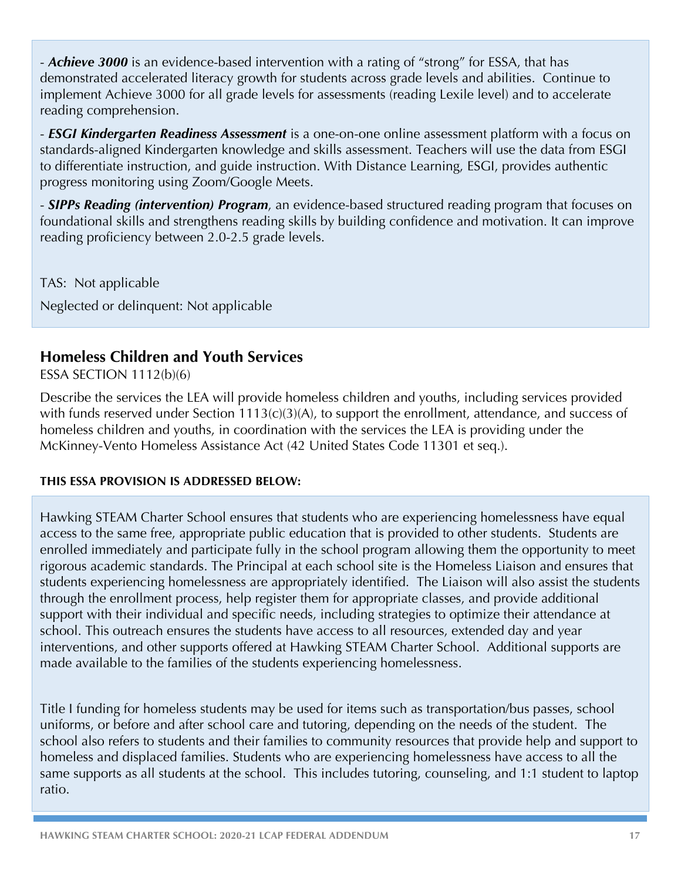- ***Achieve 3000*** is an evidence-based intervention with a rating of "strong" for ESSA, that has demonstrated accelerated literacy growth for students across grade levels and abilities. Continue to implement Achieve 3000 for all grade levels for assessments (reading Lexile level) and to accelerate reading comprehension.

- ***ESGI Kindergarten Readiness Assessment*** is a one-on-one online assessment platform with a focus on standards-aligned Kindergarten knowledge and skills assessment. Teachers will use the data from ESGI to differentiate instruction, and guide instruction. With Distance Learning, ESGI, provides authentic progress monitoring using Zoom/Google Meets.

- ***SIPPs Reading (intervention) Program***, an evidence-based structured reading program that focuses on foundational skills and strengthens reading skills by building confidence and motivation. It can improve reading proficiency between 2.0-2.5 grade levels.

TAS: Not applicable

Neglected or delinquent: Not applicable

## Homeless Children and Youth Services

ESSA SECTION 1112(b)(6)

Describe the services the LEA will provide homeless children and youths, including services provided with funds reserved under Section 1113(c)(3)(A), to support the enrollment, attendance, and success of homeless children and youths, in coordination with the services the LEA is providing under the McKinney-Vento Homeless Assistance Act (42 United States Code 11301 et seq.).

**THIS ESSA PROVISION IS ADDRESSED BELOW:**

Hawking STEAM Charter School ensures that students who are experiencing homelessness have equal access to the same free, appropriate public education that is provided to other students. Students are enrolled immediately and participate fully in the school program allowing them the opportunity to meet rigorous academic standards. The Principal at each school site is the Homeless Liaison and ensures that students experiencing homelessness are appropriately identified. The Liaison will also assist the students through the enrollment process, help register them for appropriate classes, and provide additional support with their individual and specific needs, including strategies to optimize their attendance at school. This outreach ensures the students have access to all resources, extended day and year interventions, and other supports offered at Hawking STEAM Charter School. Additional supports are made available to the families of the students experiencing homelessness.

Title I funding for homeless students may be used for items such as transportation/bus passes, school uniforms, or before and after school care and tutoring, depending on the needs of the student. The school also refers to students and their families to community resources that provide help and support to homeless and displaced families. Students who are experiencing homelessness have access to all the same supports as all students at the school. This includes tutoring, counseling, and 1:1 student to laptop ratio.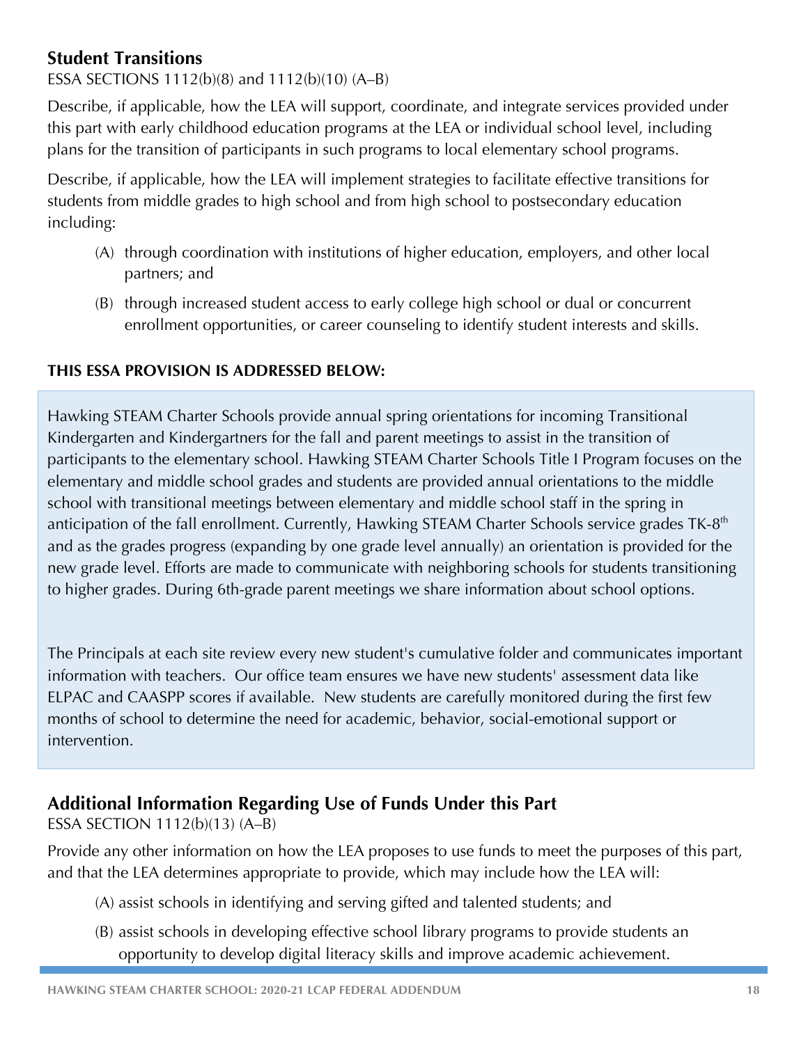## Student Transitions

ESSA SECTIONS 1112(b)(8) and 1112(b)(10) (A–B)

Describe, if applicable, how the LEA will support, coordinate, and integrate services provided under this part with early childhood education programs at the LEA or individual school level, including plans for the transition of participants in such programs to local elementary school programs.

Describe, if applicable, how the LEA will implement strategies to facilitate effective transitions for students from middle grades to high school and from high school to postsecondary education including:

(A) through coordination with institutions of higher education, employers, and other local partners; and

(B) through increased student access to early college high school or dual or concurrent enrollment opportunities, or career counseling to identify student interests and skills.

**THIS ESSA PROVISION IS ADDRESSED BELOW:**

Hawking STEAM Charter Schools provide annual spring orientations for incoming Transitional Kindergarten and Kindergartners for the fall and parent meetings to assist in the transition of participants to the elementary school. Hawking STEAM Charter Schools Title I Program focuses on the elementary and middle school grades and students are provided annual orientations to the middle school with transitional meetings between elementary and middle school staff in the spring in anticipation of the fall enrollment. Currently, Hawking STEAM Charter Schools service grades TK-8th and as the grades progress (expanding by one grade level annually) an orientation is provided for the new grade level. Efforts are made to communicate with neighboring schools for students transitioning to higher grades. During 6th-grade parent meetings we share information about school options.

The Principals at each site review every new student's cumulative folder and communicates important information with teachers. Our office team ensures we have new students' assessment data like ELPAC and CAASPP scores if available. New students are carefully monitored during the first few months of school to determine the need for academic, behavior, social-emotional support or intervention.

## Additional Information Regarding Use of Funds Under this Part

ESSA SECTION 1112(b)(13) (A–B)

Provide any other information on how the LEA proposes to use funds to meet the purposes of this part, and that the LEA determines appropriate to provide, which may include how the LEA will:

(A) assist schools in identifying and serving gifted and talented students; and

(B) assist schools in developing effective school library programs to provide students an opportunity to develop digital literacy skills and improve academic achievement.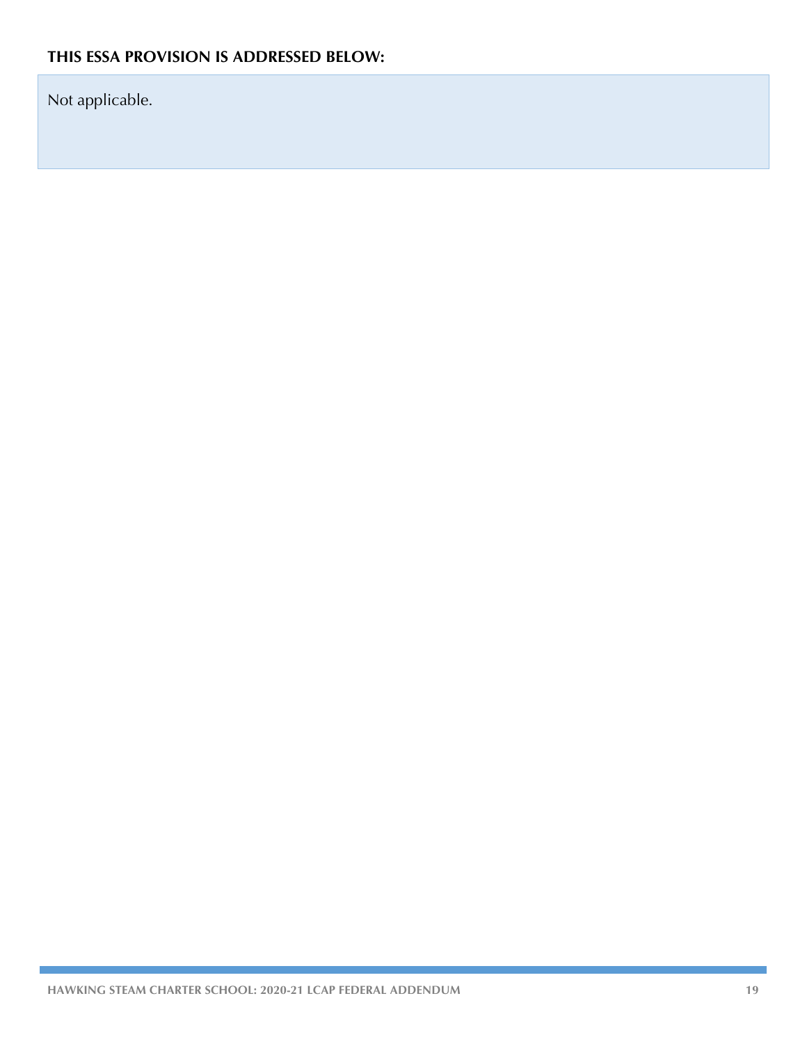**THIS ESSA PROVISION IS ADDRESSED BELOW:**

Not applicable.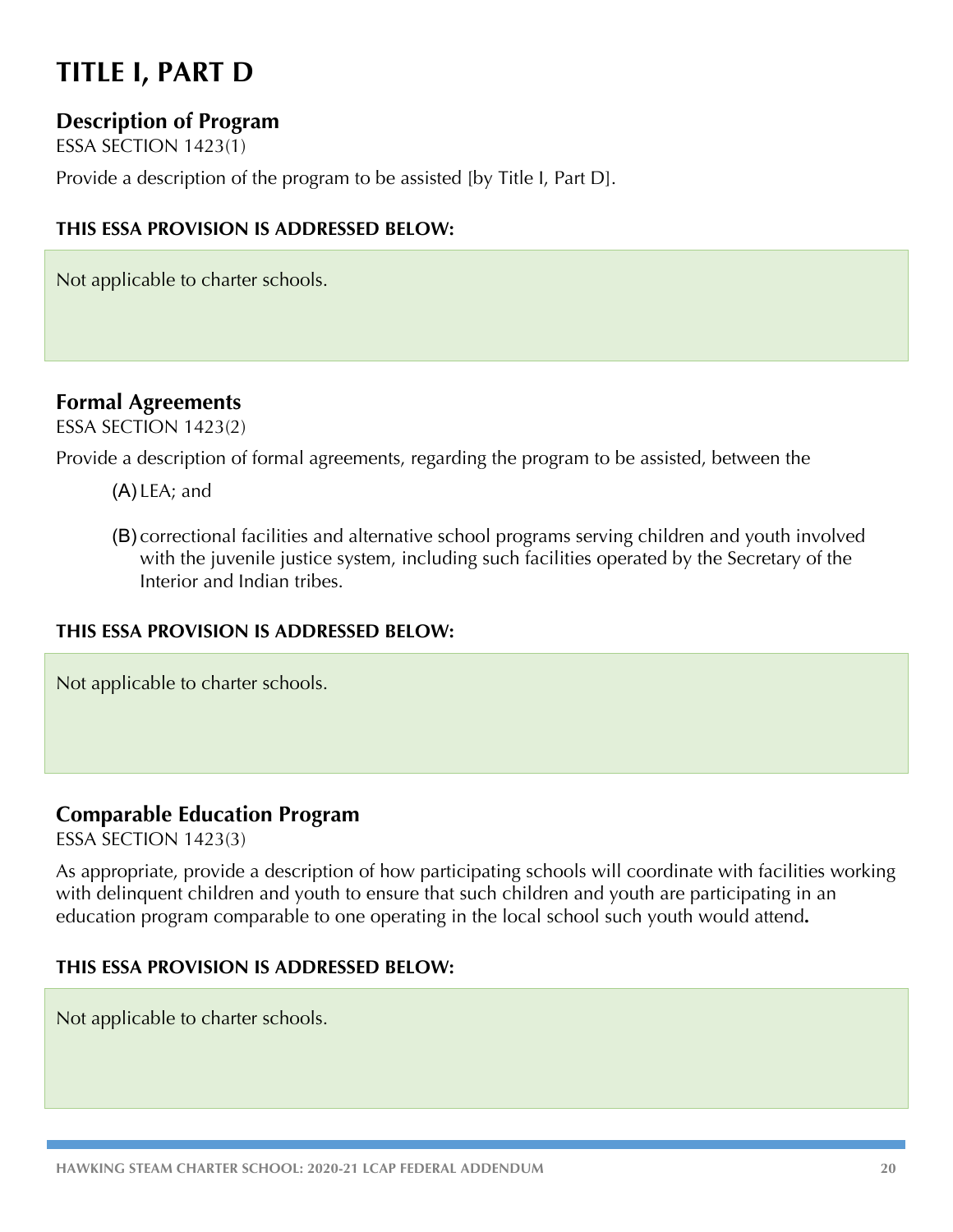# TITLE I, PART D

## Description of Program

ESSA SECTION 1423(1)

Provide a description of the program to be assisted [by Title I, Part D].

**THIS ESSA PROVISION IS ADDRESSED BELOW:**

Not applicable to charter schools.

## Formal Agreements

ESSA SECTION 1423(2)

Provide a description of formal agreements, regarding the program to be assisted, between the

(A) LEA; and

(B) correctional facilities and alternative school programs serving children and youth involved with the juvenile justice system, including such facilities operated by the Secretary of the Interior and Indian tribes.

**THIS ESSA PROVISION IS ADDRESSED BELOW:**

Not applicable to charter schools.

## Comparable Education Program

ESSA SECTION 1423(3)

As appropriate, provide a description of how participating schools will coordinate with facilities working with delinquent children and youth to ensure that such children and youth are participating in an education program comparable to one operating in the local school such youth would attend**.**

**THIS ESSA PROVISION IS ADDRESSED BELOW:**

Not applicable to charter schools.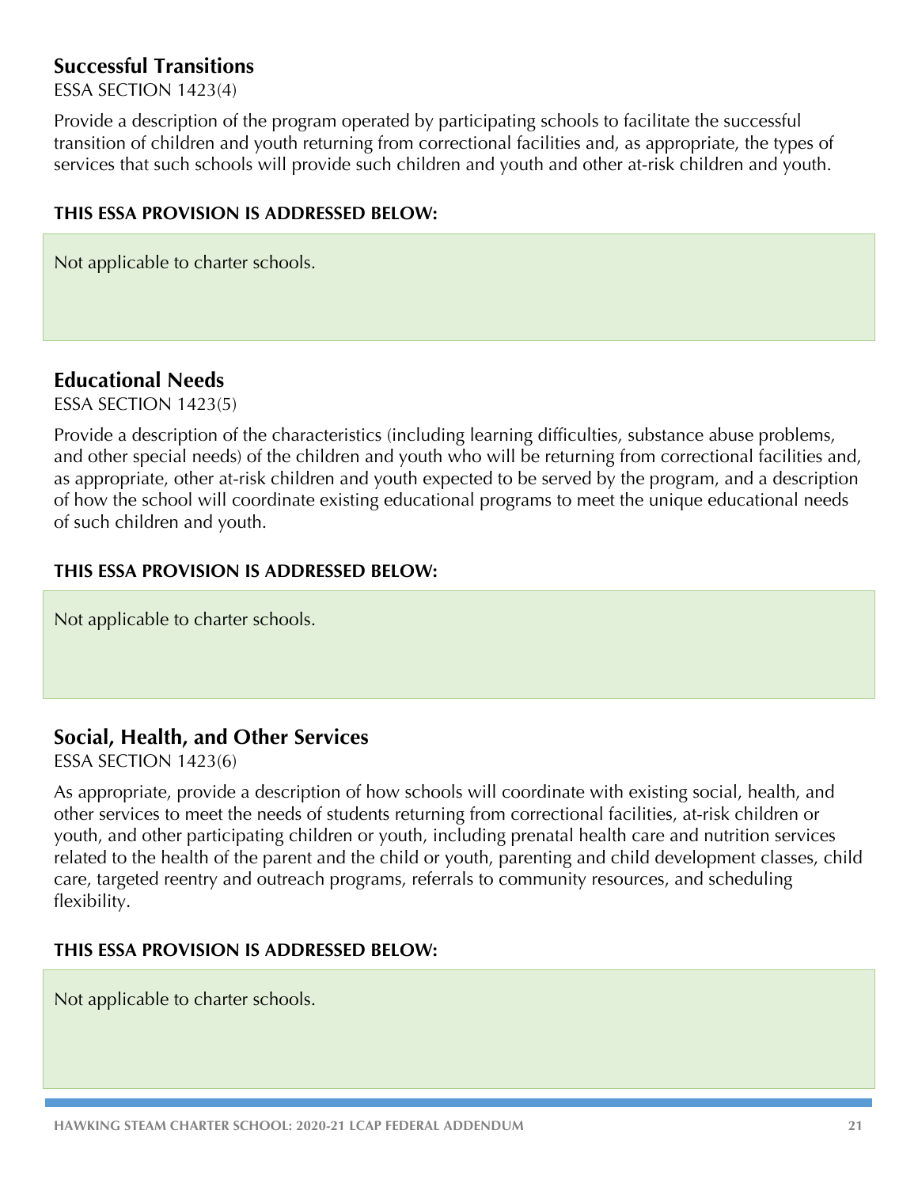## Successful Transitions

ESSA SECTION 1423(4)

Provide a description of the program operated by participating schools to facilitate the successful transition of children and youth returning from correctional facilities and, as appropriate, the types of services that such schools will provide such children and youth and other at-risk children and youth.

**THIS ESSA PROVISION IS ADDRESSED BELOW:**

Not applicable to charter schools.

## Educational Needs

ESSA SECTION 1423(5)

Provide a description of the characteristics (including learning difficulties, substance abuse problems, and other special needs) of the children and youth who will be returning from correctional facilities and, as appropriate, other at-risk children and youth expected to be served by the program, and a description of how the school will coordinate existing educational programs to meet the unique educational needs of such children and youth.

**THIS ESSA PROVISION IS ADDRESSED BELOW:**

Not applicable to charter schools.

## Social, Health, and Other Services

ESSA SECTION 1423(6)

As appropriate, provide a description of how schools will coordinate with existing social, health, and other services to meet the needs of students returning from correctional facilities, at-risk children or youth, and other participating children or youth, including prenatal health care and nutrition services related to the health of the parent and the child or youth, parenting and child development classes, child care, targeted reentry and outreach programs, referrals to community resources, and scheduling flexibility.

**THIS ESSA PROVISION IS ADDRESSED BELOW:**

Not applicable to charter schools.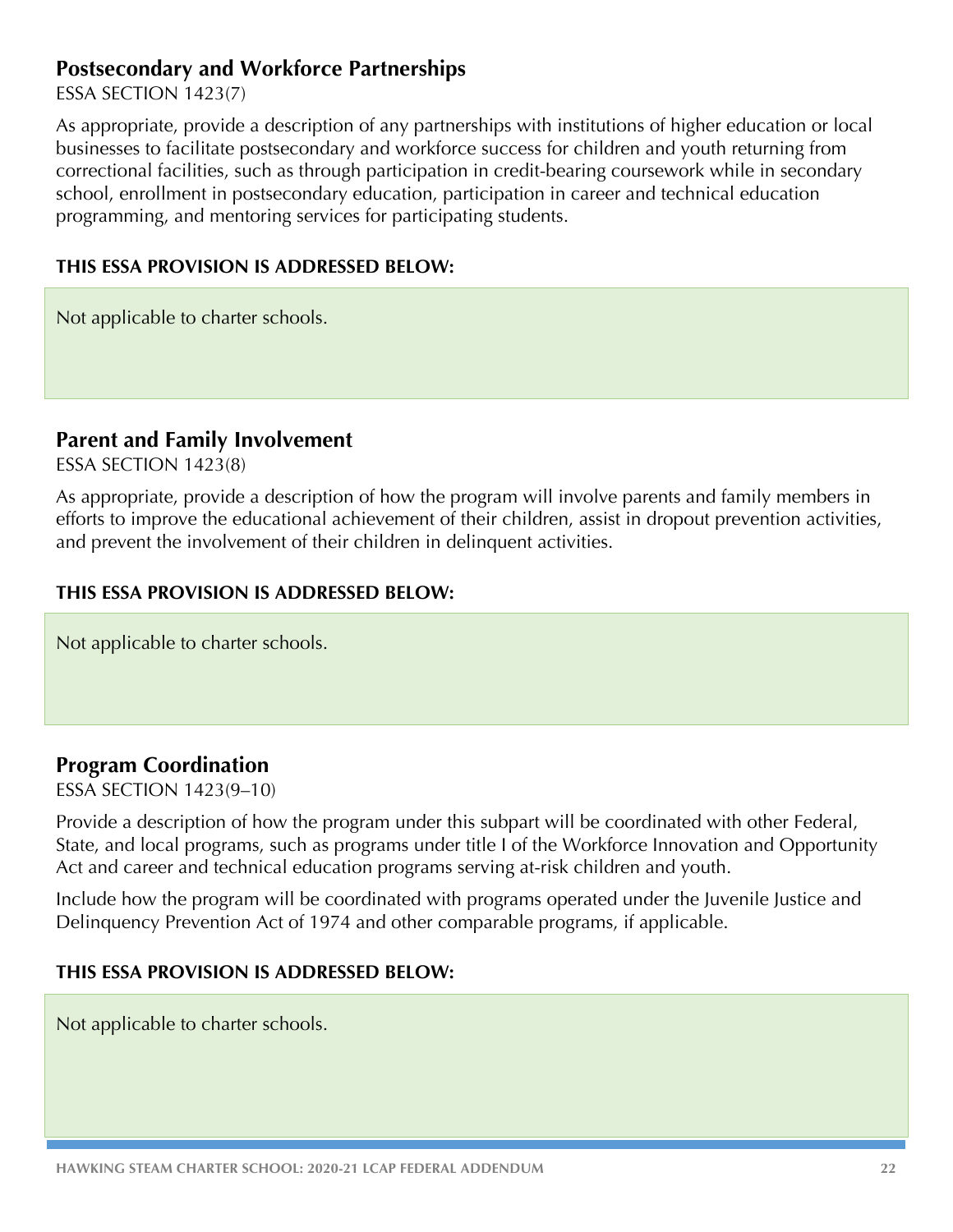## Postsecondary and Workforce Partnerships

ESSA SECTION 1423(7)

As appropriate, provide a description of any partnerships with institutions of higher education or local businesses to facilitate postsecondary and workforce success for children and youth returning from correctional facilities, such as through participation in credit-bearing coursework while in secondary school, enrollment in postsecondary education, participation in career and technical education programming, and mentoring services for participating students.

**THIS ESSA PROVISION IS ADDRESSED BELOW:**

Not applicable to charter schools.

## Parent and Family Involvement

ESSA SECTION 1423(8)

As appropriate, provide a description of how the program will involve parents and family members in efforts to improve the educational achievement of their children, assist in dropout prevention activities, and prevent the involvement of their children in delinquent activities.

**THIS ESSA PROVISION IS ADDRESSED BELOW:**

Not applicable to charter schools.

## Program Coordination

ESSA SECTION 1423(9–10)

Provide a description of how the program under this subpart will be coordinated with other Federal, State, and local programs, such as programs under title I of the Workforce Innovation and Opportunity Act and career and technical education programs serving at-risk children and youth.

Include how the program will be coordinated with programs operated under the Juvenile Justice and Delinquency Prevention Act of 1974 and other comparable programs, if applicable.

**THIS ESSA PROVISION IS ADDRESSED BELOW:**

Not applicable to charter schools.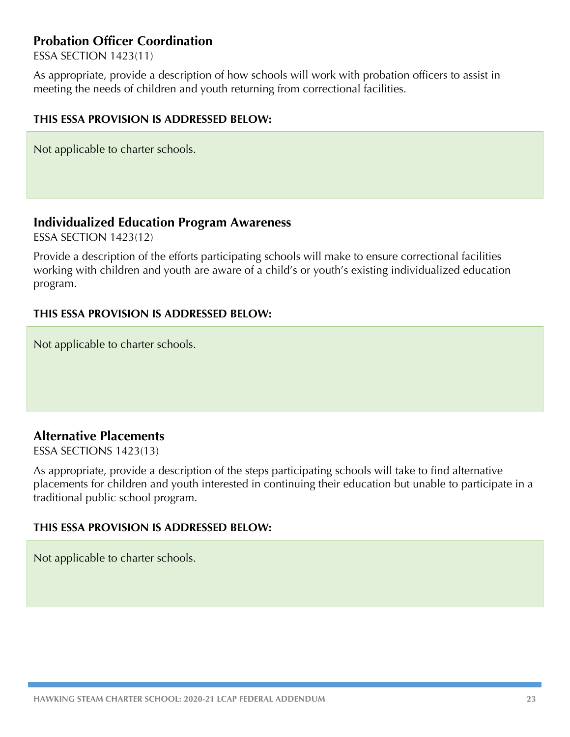## Probation Officer Coordination

ESSA SECTION 1423(11)

As appropriate, provide a description of how schools will work with probation officers to assist in meeting the needs of children and youth returning from correctional facilities.

**THIS ESSA PROVISION IS ADDRESSED BELOW:**

Not applicable to charter schools.

## Individualized Education Program Awareness

ESSA SECTION 1423(12)

Provide a description of the efforts participating schools will make to ensure correctional facilities working with children and youth are aware of a child's or youth's existing individualized education program.

**THIS ESSA PROVISION IS ADDRESSED BELOW:**

Not applicable to charter schools.

## Alternative Placements

ESSA SECTIONS 1423(13)

As appropriate, provide a description of the steps participating schools will take to find alternative placements for children and youth interested in continuing their education but unable to participate in a traditional public school program.

**THIS ESSA PROVISION IS ADDRESSED BELOW:**

Not applicable to charter schools.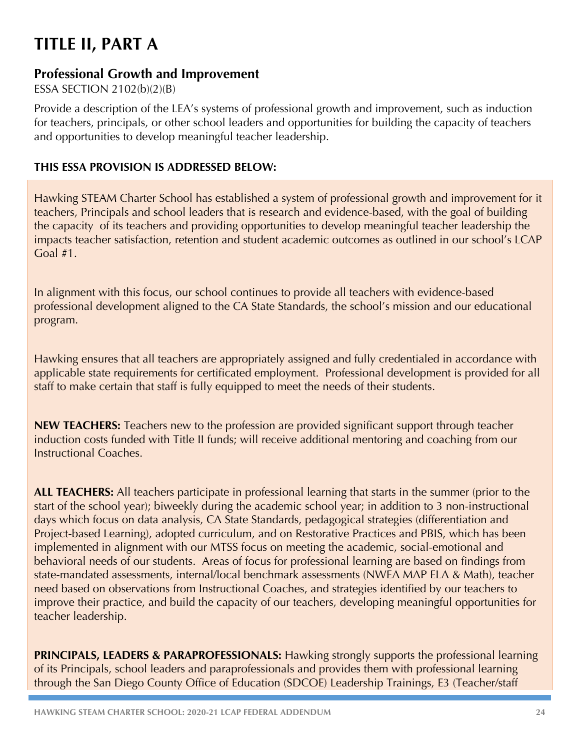# TITLE II, PART A

## Professional Growth and Improvement

ESSA SECTION 2102(b)(2)(B)

Provide a description of the LEA's systems of professional growth and improvement, such as induction for teachers, principals, or other school leaders and opportunities for building the capacity of teachers and opportunities to develop meaningful teacher leadership.

**THIS ESSA PROVISION IS ADDRESSED BELOW:**

Hawking STEAM Charter School has established a system of professional growth and improvement for it teachers, Principals and school leaders that is research and evidence-based, with the goal of building the capacity of its teachers and providing opportunities to develop meaningful teacher leadership the impacts teacher satisfaction, retention and student academic outcomes as outlined in our school's LCAP Goal #1.

In alignment with this focus, our school continues to provide all teachers with evidence-based professional development aligned to the CA State Standards, the school's mission and our educational program.

Hawking ensures that all teachers are appropriately assigned and fully credentialed in accordance with applicable state requirements for certificated employment. Professional development is provided for all staff to make certain that staff is fully equipped to meet the needs of their students.

**NEW TEACHERS:** Teachers new to the profession are provided significant support through teacher induction costs funded with Title II funds; will receive additional mentoring and coaching from our Instructional Coaches.

**ALL TEACHERS:** All teachers participate in professional learning that starts in the summer (prior to the start of the school year); biweekly during the academic school year; in addition to 3 non-instructional days which focus on data analysis, CA State Standards, pedagogical strategies (differentiation and Project-based Learning), adopted curriculum, and on Restorative Practices and PBIS, which has been implemented in alignment with our MTSS focus on meeting the academic, social-emotional and behavioral needs of our students. Areas of focus for professional learning are based on findings from state-mandated assessments, internal/local benchmark assessments (NWEA MAP ELA & Math), teacher need based on observations from Instructional Coaches, and strategies identified by our teachers to improve their practice, and build the capacity of our teachers, developing meaningful opportunities for teacher leadership.

**PRINCIPALS, LEADERS & PARAPROFESSIONALS:** Hawking strongly supports the professional learning of its Principals, school leaders and paraprofessionals and provides them with professional learning through the San Diego County Office of Education (SDCOE) Leadership Trainings, E3 (Teacher/staff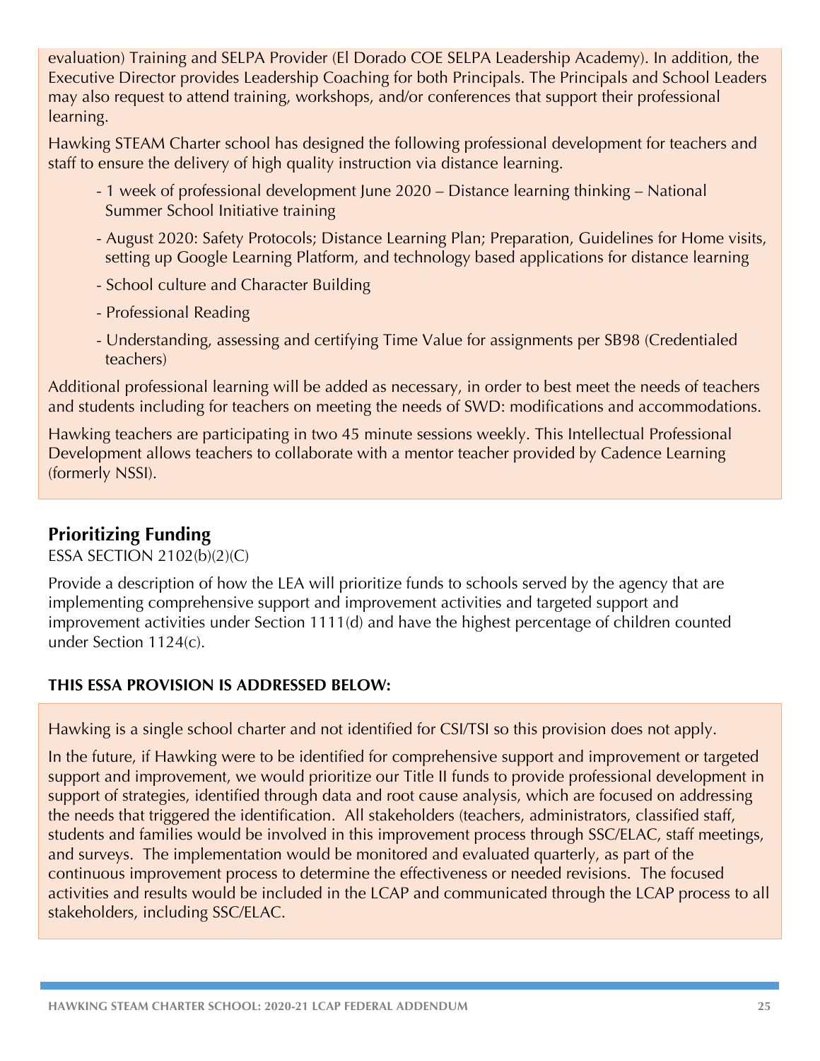evaluation) Training and SELPA Provider (El Dorado COE SELPA Leadership Academy). In addition, the Executive Director provides Leadership Coaching for both Principals. The Principals and School Leaders may also request to attend training, workshops, and/or conferences that support their professional learning.

Hawking STEAM Charter school has designed the following professional development for teachers and staff to ensure the delivery of high quality instruction via distance learning.

- 1 week of professional development June 2020 – Distance learning thinking – National Summer School Initiative training
- August 2020: Safety Protocols; Distance Learning Plan; Preparation, Guidelines for Home visits, setting up Google Learning Platform, and technology based applications for distance learning
- School culture and Character Building
- Professional Reading
- Understanding, assessing and certifying Time Value for assignments per SB98 (Credentialed teachers)

Additional professional learning will be added as necessary, in order to best meet the needs of teachers and students including for teachers on meeting the needs of SWD: modifications and accommodations.

Hawking teachers are participating in two 45 minute sessions weekly. This Intellectual Professional Development allows teachers to collaborate with a mentor teacher provided by Cadence Learning (formerly NSSI).

## Prioritizing Funding

ESSA SECTION 2102(b)(2)(C)

Provide a description of how the LEA will prioritize funds to schools served by the agency that are implementing comprehensive support and improvement activities and targeted support and improvement activities under Section 1111(d) and have the highest percentage of children counted under Section 1124(c).

**THIS ESSA PROVISION IS ADDRESSED BELOW:**

Hawking is a single school charter and not identified for CSI/TSI so this provision does not apply.

In the future, if Hawking were to be identified for comprehensive support and improvement or targeted support and improvement, we would prioritize our Title II funds to provide professional development in support of strategies, identified through data and root cause analysis, which are focused on addressing the needs that triggered the identification. All stakeholders (teachers, administrators, classified staff, students and families would be involved in this improvement process through SSC/ELAC, staff meetings, and surveys. The implementation would be monitored and evaluated quarterly, as part of the continuous improvement process to determine the effectiveness or needed revisions. The focused activities and results would be included in the LCAP and communicated through the LCAP process to all stakeholders, including SSC/ELAC.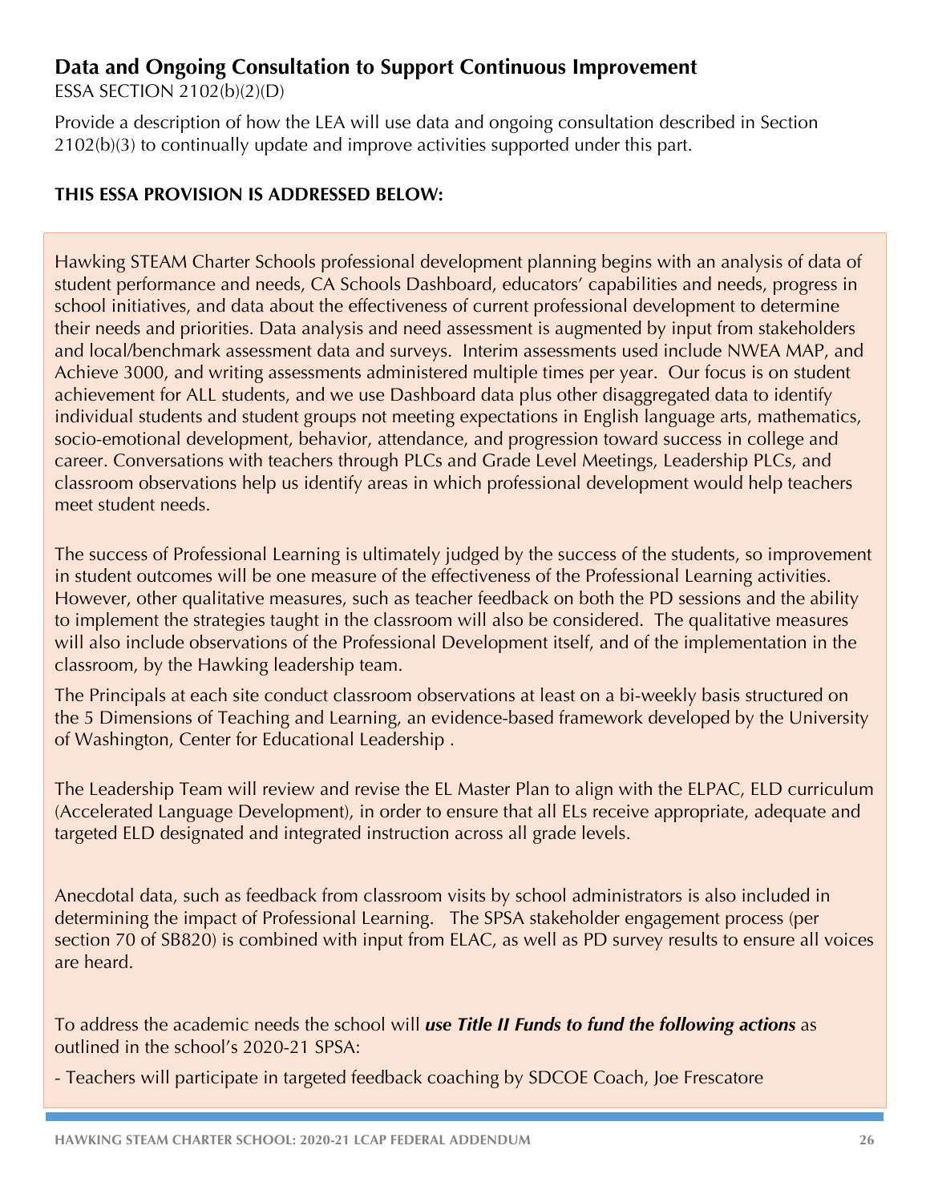## Data and Ongoing Consultation to Support Continuous Improvement

ESSA SECTION 2102(b)(2)(D)

Provide a description of how the LEA will use data and ongoing consultation described in Section 2102(b)(3) to continually update and improve activities supported under this part.

**THIS ESSA PROVISION IS ADDRESSED BELOW:**

Hawking STEAM Charter Schools professional development planning begins with an analysis of data of student performance and needs, CA Schools Dashboard, educators' capabilities and needs, progress in school initiatives, and data about the effectiveness of current professional development to determine their needs and priorities. Data analysis and need assessment is augmented by input from stakeholders and local/benchmark assessment data and surveys. Interim assessments used include NWEA MAP, and Achieve 3000, and writing assessments administered multiple times per year. Our focus is on student achievement for ALL students, and we use Dashboard data plus other disaggregated data to identify individual students and student groups not meeting expectations in English language arts, mathematics, socio-emotional development, behavior, attendance, and progression toward success in college and career. Conversations with teachers through PLCs and Grade Level Meetings, Leadership PLCs, and classroom observations help us identify areas in which professional development would help teachers meet student needs.

The success of Professional Learning is ultimately judged by the success of the students, so improvement in student outcomes will be one measure of the effectiveness of the Professional Learning activities. However, other qualitative measures, such as teacher feedback on both the PD sessions and the ability to implement the strategies taught in the classroom will also be considered. The qualitative measures will also include observations of the Professional Development itself, and of the implementation in the classroom, by the Hawking leadership team.

The Principals at each site conduct classroom observations at least on a bi-weekly basis structured on the 5 Dimensions of Teaching and Learning, an evidence-based framework developed by the University of Washington, Center for Educational Leadership .

The Leadership Team will review and revise the EL Master Plan to align with the ELPAC, ELD curriculum (Accelerated Language Development), in order to ensure that all ELs receive appropriate, adequate and targeted ELD designated and integrated instruction across all grade levels.

Anecdotal data, such as feedback from classroom visits by school administrators is also included in determining the impact of Professional Learning. The SPSA stakeholder engagement process (per section 70 of SB820) is combined with input from ELAC, as well as PD survey results to ensure all voices are heard.

To address the academic needs the school will ***use Title II Funds to fund the following actions*** as outlined in the school's 2020-21 SPSA:

- Teachers will participate in targeted feedback coaching by SDCOE Coach, Joe Frescatore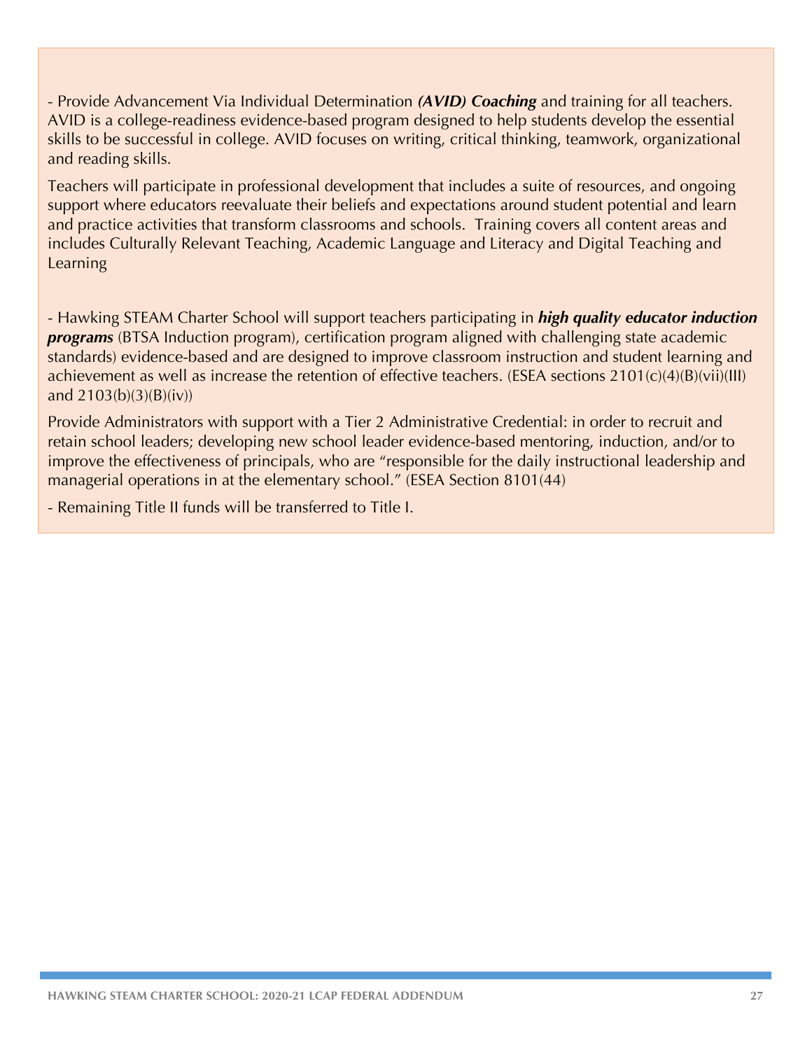- Provide Advancement Via Individual Determination ***(AVID) Coaching*** and training for all teachers. AVID is a college-readiness evidence-based program designed to help students develop the essential skills to be successful in college. AVID focuses on writing, critical thinking, teamwork, organizational and reading skills.

Teachers will participate in professional development that includes a suite of resources, and ongoing support where educators reevaluate their beliefs and expectations around student potential and learn and practice activities that transform classrooms and schools. Training covers all content areas and includes Culturally Relevant Teaching, Academic Language and Literacy and Digital Teaching and Learning

- Hawking STEAM Charter School will support teachers participating in ***high quality educator induction programs*** (BTSA Induction program), certification program aligned with challenging state academic standards) evidence-based and are designed to improve classroom instruction and student learning and achievement as well as increase the retention of effective teachers. (ESEA sections 2101(c)(4)(B)(vii)(III) and 2103(b)(3)(B)(iv))

Provide Administrators with support with a Tier 2 Administrative Credential: in order to recruit and retain school leaders; developing new school leader evidence-based mentoring, induction, and/or to improve the effectiveness of principals, who are "responsible for the daily instructional leadership and managerial operations in at the elementary school." (ESEA Section 8101(44)

- Remaining Title II funds will be transferred to Title I.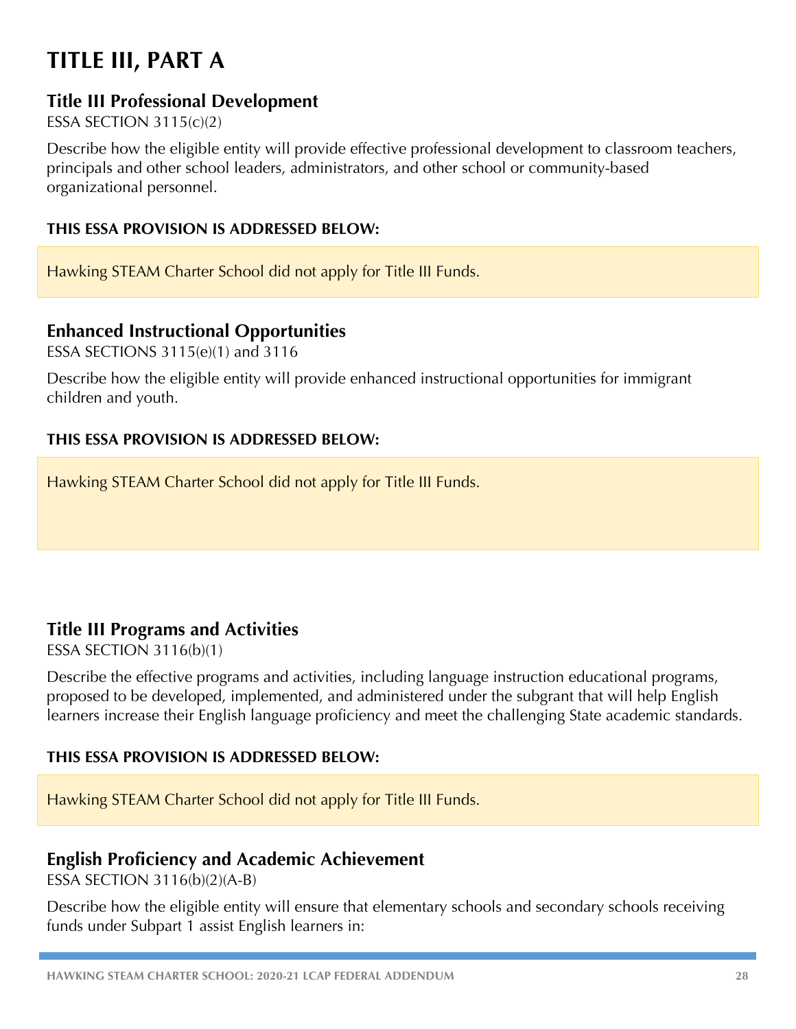# TITLE III, PART A

## Title III Professional Development

ESSA SECTION 3115(c)(2)

Describe how the eligible entity will provide effective professional development to classroom teachers, principals and other school leaders, administrators, and other school or community-based organizational personnel.

**THIS ESSA PROVISION IS ADDRESSED BELOW:**

Hawking STEAM Charter School did not apply for Title III Funds.

## Enhanced Instructional Opportunities

ESSA SECTIONS 3115(e)(1) and 3116

Describe how the eligible entity will provide enhanced instructional opportunities for immigrant children and youth.

**THIS ESSA PROVISION IS ADDRESSED BELOW:**

Hawking STEAM Charter School did not apply for Title III Funds.

## Title III Programs and Activities

ESSA SECTION 3116(b)(1)

Describe the effective programs and activities, including language instruction educational programs, proposed to be developed, implemented, and administered under the subgrant that will help English learners increase their English language proficiency and meet the challenging State academic standards.

**THIS ESSA PROVISION IS ADDRESSED BELOW:**

Hawking STEAM Charter School did not apply for Title III Funds.

## English Proficiency and Academic Achievement

ESSA SECTION 3116(b)(2)(A-B)

Describe how the eligible entity will ensure that elementary schools and secondary schools receiving funds under Subpart 1 assist English learners in: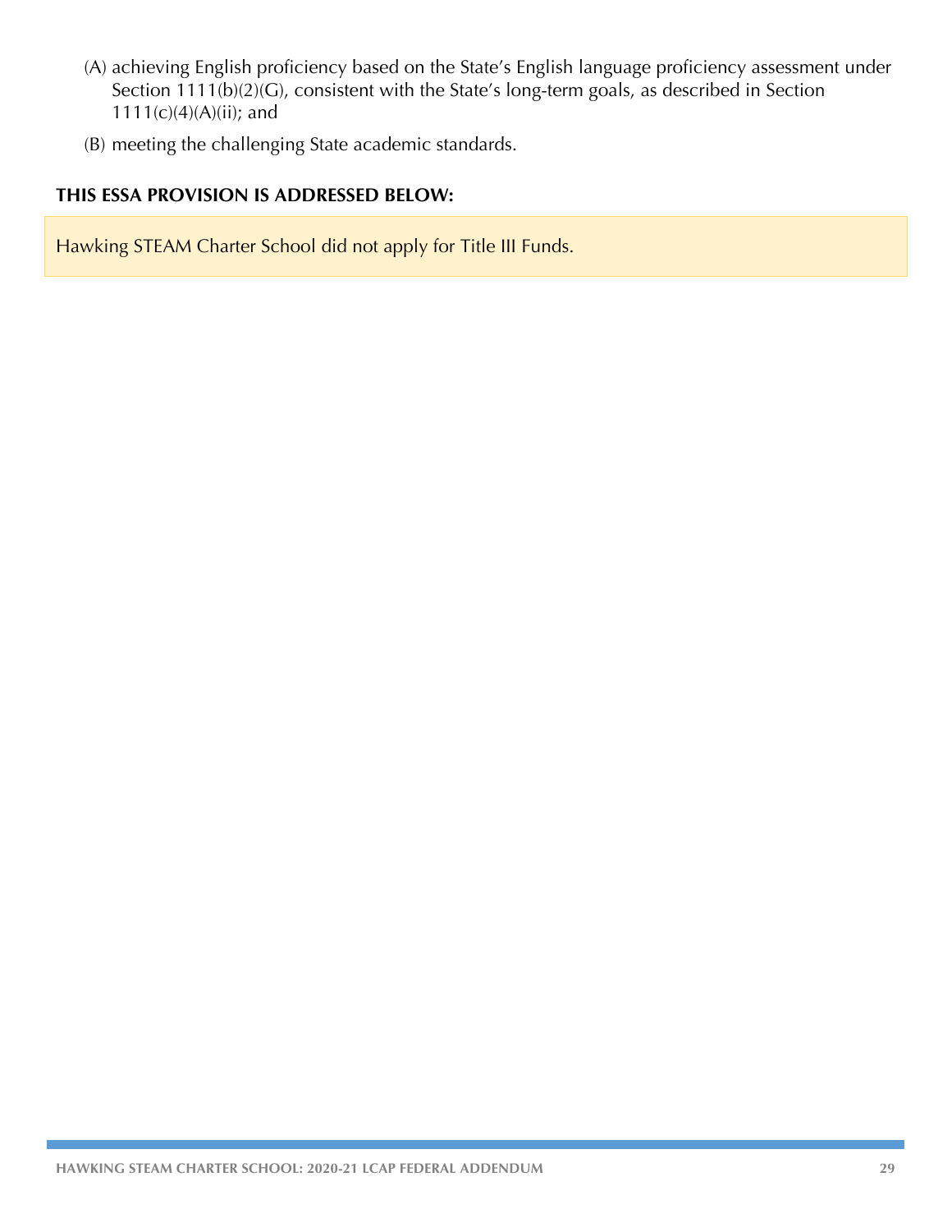(A) achieving English proficiency based on the State's English language proficiency assessment under Section 1111(b)(2)(G), consistent with the State's long-term goals, as described in Section 1111(c)(4)(A)(ii); and

(B) meeting the challenging State academic standards.

**THIS ESSA PROVISION IS ADDRESSED BELOW:**

Hawking STEAM Charter School did not apply for Title III Funds.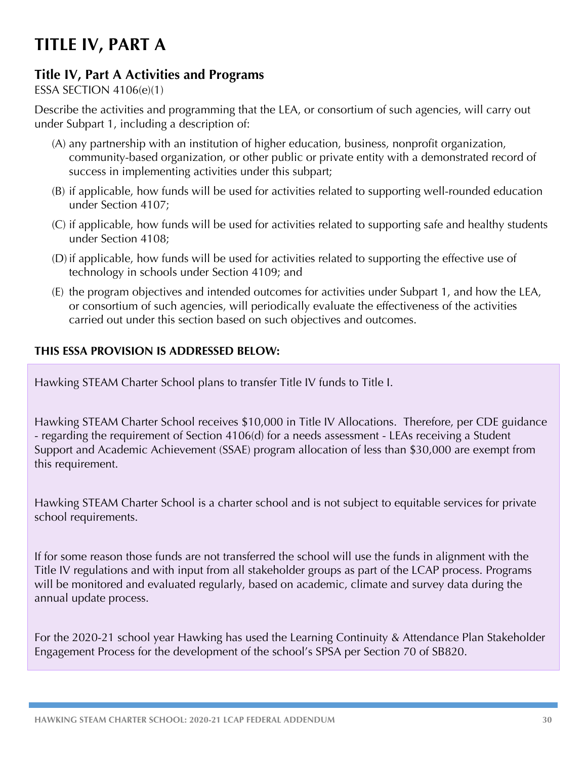# TITLE IV, PART A

## Title IV, Part A Activities and Programs

ESSA SECTION 4106(e)(1)

Describe the activities and programming that the LEA, or consortium of such agencies, will carry out under Subpart 1, including a description of:

(A) any partnership with an institution of higher education, business, nonprofit organization, community-based organization, or other public or private entity with a demonstrated record of success in implementing activities under this subpart;

(B) if applicable, how funds will be used for activities related to supporting well-rounded education under Section 4107;

(C) if applicable, how funds will be used for activities related to supporting safe and healthy students under Section 4108;

(D) if applicable, how funds will be used for activities related to supporting the effective use of technology in schools under Section 4109; and

(E) the program objectives and intended outcomes for activities under Subpart 1, and how the LEA, or consortium of such agencies, will periodically evaluate the effectiveness of the activities carried out under this section based on such objectives and outcomes.

**THIS ESSA PROVISION IS ADDRESSED BELOW:**

Hawking STEAM Charter School plans to transfer Title IV funds to Title I.

Hawking STEAM Charter School receives $10,000 in Title IV Allocations. Therefore, per CDE guidance - regarding the requirement of Section 4106(d) for a needs assessment - LEAs receiving a Student Support and Academic Achievement (SSAE) program allocation of less than $30,000 are exempt from this requirement.

Hawking STEAM Charter School is a charter school and is not subject to equitable services for private school requirements.

If for some reason those funds are not transferred the school will use the funds in alignment with the Title IV regulations and with input from all stakeholder groups as part of the LCAP process. Programs will be monitored and evaluated regularly, based on academic, climate and survey data during the annual update process.

For the 2020-21 school year Hawking has used the Learning Continuity & Attendance Plan Stakeholder Engagement Process for the development of the school's SPSA per Section 70 of SB820.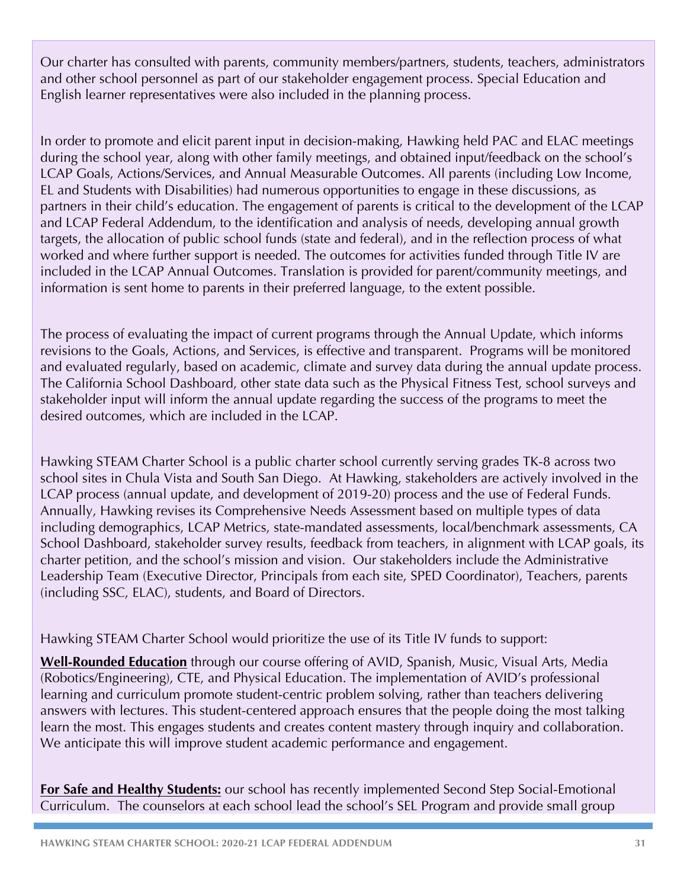Our charter has consulted with parents, community members/partners, students, teachers, administrators and other school personnel as part of our stakeholder engagement process. Special Education and English learner representatives were also included in the planning process.

In order to promote and elicit parent input in decision-making, Hawking held PAC and ELAC meetings during the school year, along with other family meetings, and obtained input/feedback on the school's LCAP Goals, Actions/Services, and Annual Measurable Outcomes. All parents (including Low Income, EL and Students with Disabilities) had numerous opportunities to engage in these discussions, as partners in their child's education. The engagement of parents is critical to the development of the LCAP and LCAP Federal Addendum, to the identification and analysis of needs, developing annual growth targets, the allocation of public school funds (state and federal), and in the reflection process of what worked and where further support is needed. The outcomes for activities funded through Title IV are included in the LCAP Annual Outcomes. Translation is provided for parent/community meetings, and information is sent home to parents in their preferred language, to the extent possible.

The process of evaluating the impact of current programs through the Annual Update, which informs revisions to the Goals, Actions, and Services, is effective and transparent. Programs will be monitored and evaluated regularly, based on academic, climate and survey data during the annual update process. The California School Dashboard, other state data such as the Physical Fitness Test, school surveys and stakeholder input will inform the annual update regarding the success of the programs to meet the desired outcomes, which are included in the LCAP.

Hawking STEAM Charter School is a public charter school currently serving grades TK-8 across two school sites in Chula Vista and South San Diego. At Hawking, stakeholders are actively involved in the LCAP process (annual update, and development of 2019-20) process and the use of Federal Funds. Annually, Hawking revises its Comprehensive Needs Assessment based on multiple types of data including demographics, LCAP Metrics, state-mandated assessments, local/benchmark assessments, CA School Dashboard, stakeholder survey results, feedback from teachers, in alignment with LCAP goals, its charter petition, and the school's mission and vision. Our stakeholders include the Administrative Leadership Team (Executive Director, Principals from each site, SPED Coordinator), Teachers, parents (including SSC, ELAC), students, and Board of Directors.

Hawking STEAM Charter School would prioritize the use of its Title IV funds to support:

**Well-Rounded Education** through our course offering of AVID, Spanish, Music, Visual Arts, Media (Robotics/Engineering), CTE, and Physical Education. The implementation of AVID's professional learning and curriculum promote student-centric problem solving, rather than teachers delivering answers with lectures. This student-centered approach ensures that the people doing the most talking learn the most. This engages students and creates content mastery through inquiry and collaboration. We anticipate this will improve student academic performance and engagement.

**For Safe and Healthy Students:** our school has recently implemented Second Step Social-Emotional Curriculum. The counselors at each school lead the school's SEL Program and provide small group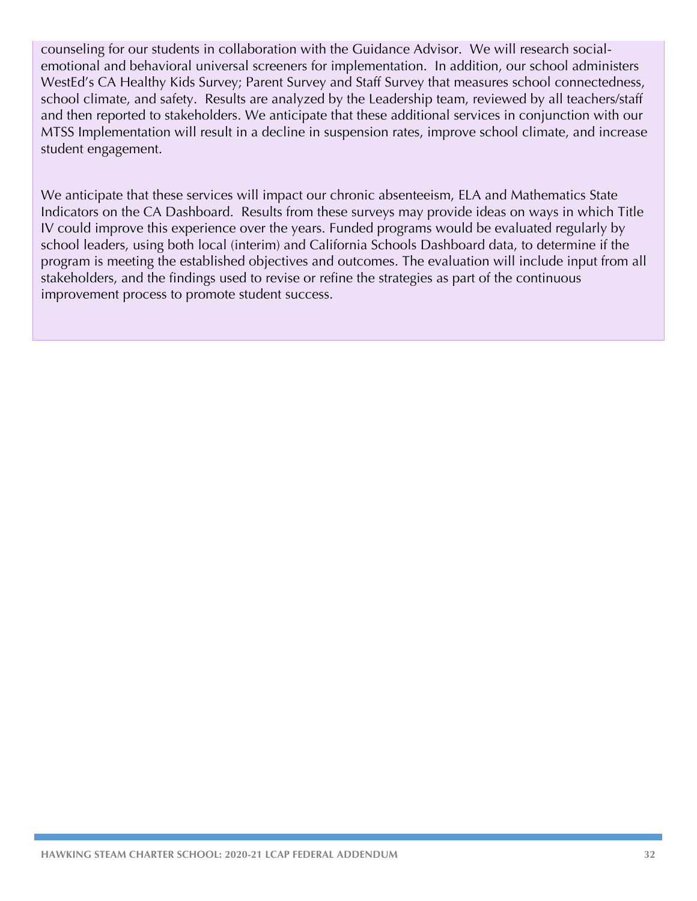counseling for our students in collaboration with the Guidance Advisor. We will research social-emotional and behavioral universal screeners for implementation. In addition, our school administers WestEd's CA Healthy Kids Survey; Parent Survey and Staff Survey that measures school connectedness, school climate, and safety. Results are analyzed by the Leadership team, reviewed by all teachers/staff and then reported to stakeholders. We anticipate that these additional services in conjunction with our MTSS Implementation will result in a decline in suspension rates, improve school climate, and increase student engagement.

We anticipate that these services will impact our chronic absenteeism, ELA and Mathematics State Indicators on the CA Dashboard. Results from these surveys may provide ideas on ways in which Title IV could improve this experience over the years. Funded programs would be evaluated regularly by school leaders, using both local (interim) and California Schools Dashboard data, to determine if the program is meeting the established objectives and outcomes. The evaluation will include input from all stakeholders, and the findings used to revise or refine the strategies as part of the continuous improvement process to promote student success.